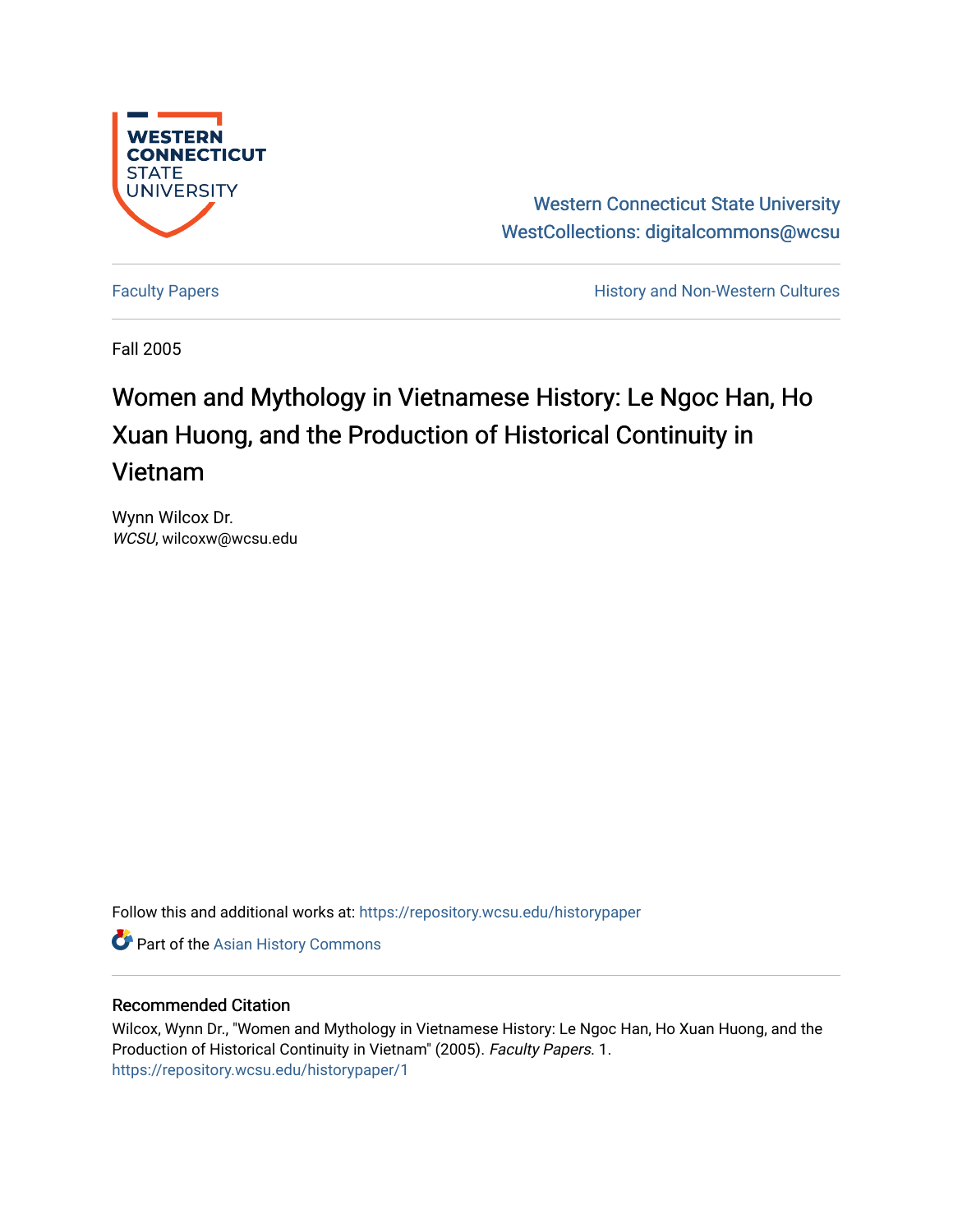Western Connecticut State University
WestCollections: digitalcommons@wcsu

Faculty Papers

History and Non-Western Cultures

Fall 2005

# Women and Mythology in Vietnamese History: Le Ngoc Han, Ho Xuan Huong, and the Production of Historical Continuity in Vietnam

Wynn Wilcox Dr.
*WCSU*, wilcoxw@wcsu.edu

Follow this and additional works at: https://repository.wcsu.edu/historypaper

Part of the Asian History Commons

## Recommended Citation

Wilcox, Wynn Dr., "Women and Mythology in Vietnamese History: Le Ngoc Han, Ho Xuan Huong, and the Production of Historical Continuity in Vietnam" (2005). *Faculty Papers*. 1.
https://repository.wcsu.edu/historypaper/1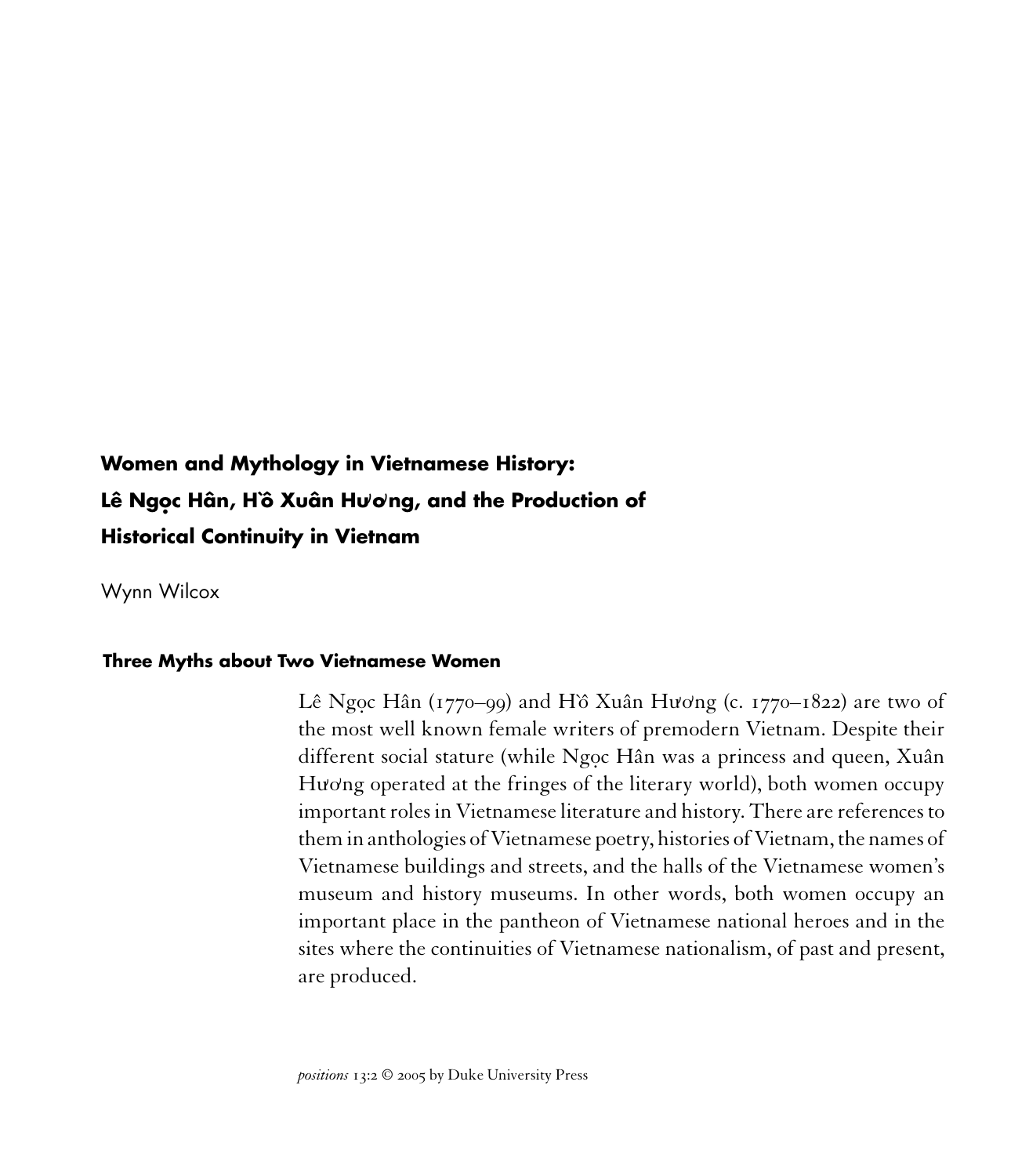# Women and Mythology in Vietnamese History: Lê Ngọc Hân, Hồ Xuân Hương, and the Production of Historical Continuity in Vietnam

Wynn Wilcox

## Three Myths about Two Vietnamese Women

Lê Ngọc Hân (1770–99) and Hồ Xuân Hương (c. 1770–1822) are two of the most well known female writers of premodern Vietnam. Despite their different social stature (while Ngọc Hân was a princess and queen, Xuân Hương operated at the fringes of the literary world), both women occupy important roles in Vietnamese literature and history. There are references to them in anthologies of Vietnamese poetry, histories of Vietnam, the names of Vietnamese buildings and streets, and the halls of the Vietnamese women's museum and history museums. In other words, both women occupy an important place in the pantheon of Vietnamese national heroes and in the sites where the continuities of Vietnamese nationalism, of past and present, are produced.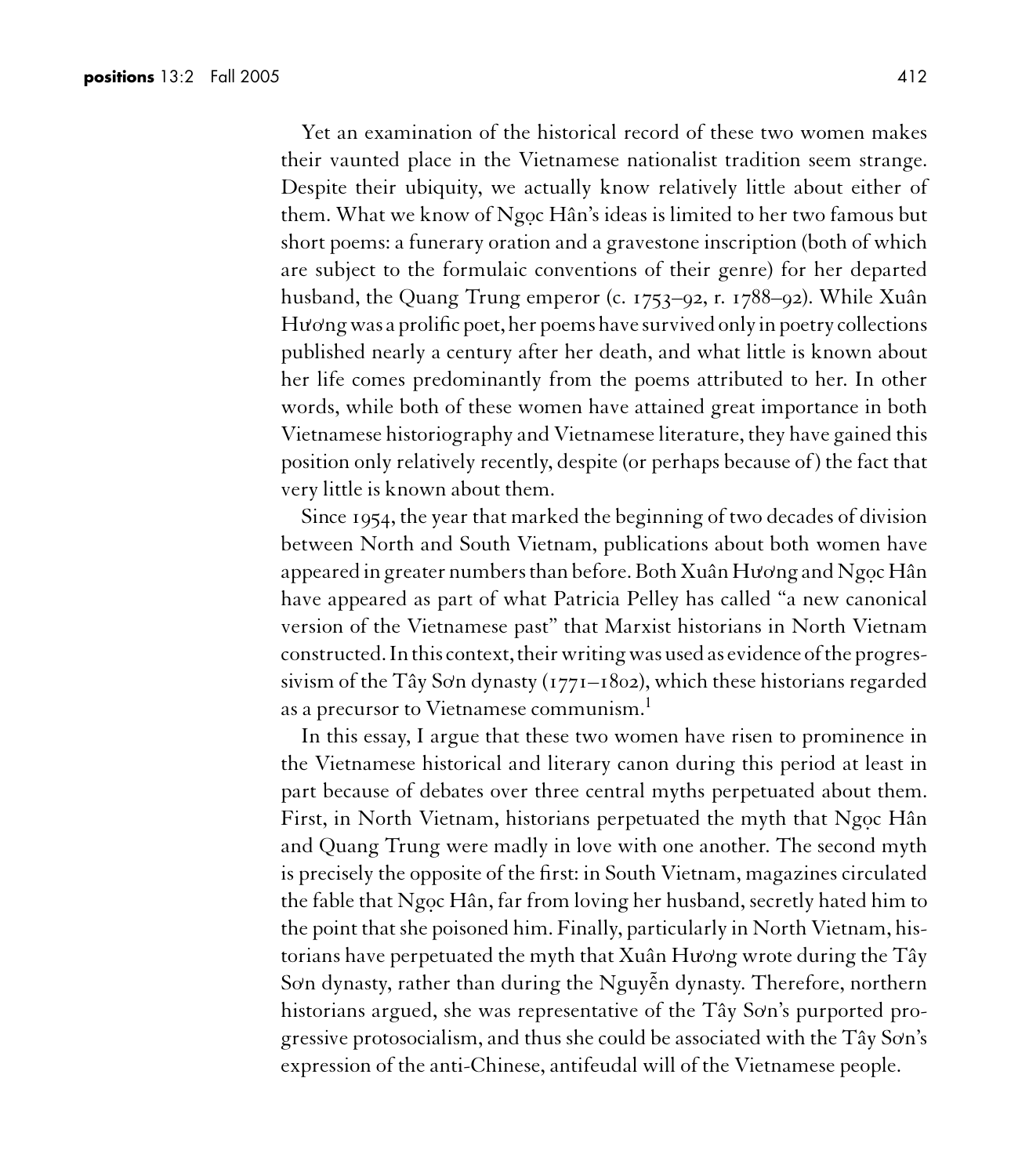Yet an examination of the historical record of these two women makes their vaunted place in the Vietnamese nationalist tradition seem strange. Despite their ubiquity, we actually know relatively little about either of them. What we know of Ngọc Hân's ideas is limited to her two famous but short poems: a funerary oration and a gravestone inscription (both of which are subject to the formulaic conventions of their genre) for her departed husband, the Quang Trung emperor (c. 1753–92, r. 1788–92). While Xuân Hương was a prolific poet, her poems have survived only in poetry collections published nearly a century after her death, and what little is known about her life comes predominantly from the poems attributed to her. In other words, while both of these women have attained great importance in both Vietnamese historiography and Vietnamese literature, they have gained this position only relatively recently, despite (or perhaps because of) the fact that very little is known about them.

Since 1954, the year that marked the beginning of two decades of division between North and South Vietnam, publications about both women have appeared in greater numbers than before. Both Xuân Hương and Ngọc Hân have appeared as part of what Patricia Pelley has called "a new canonical version of the Vietnamese past" that Marxist historians in North Vietnam constructed. In this context, their writing was used as evidence of the progressivism of the Tây Sơn dynasty (1771–1802), which these historians regarded as a precursor to Vietnamese communism.[1]

In this essay, I argue that these two women have risen to prominence in the Vietnamese historical and literary canon during this period at least in part because of debates over three central myths perpetuated about them. First, in North Vietnam, historians perpetuated the myth that Ngọc Hân and Quang Trung were madly in love with one another. The second myth is precisely the opposite of the first: in South Vietnam, magazines circulated the fable that Ngọc Hân, far from loving her husband, secretly hated him to the point that she poisoned him. Finally, particularly in North Vietnam, historians have perpetuated the myth that Xuân Hương wrote during the Tây Sơn dynasty, rather than during the Nguyễn dynasty. Therefore, northern historians argued, she was representative of the Tây Sơn's purported progressive protosocialism, and thus she could be associated with the Tây Sơn's expression of the anti-Chinese, antifeudal will of the Vietnamese people.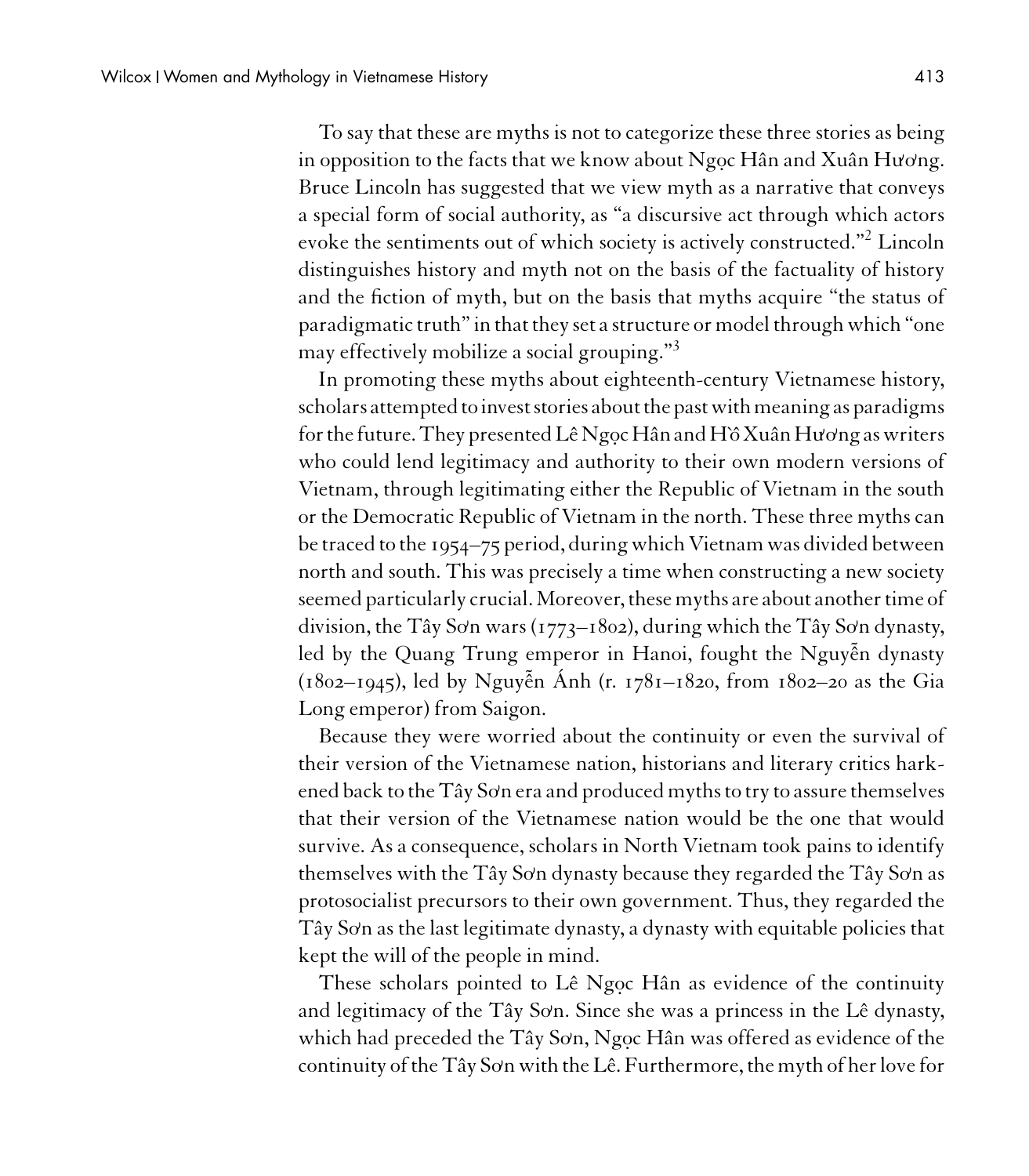To say that these are myths is not to categorize these three stories as being in opposition to the facts that we know about Ngọc Hân and Xuân Hương. Bruce Lincoln has suggested that we view myth as a narrative that conveys a special form of social authority, as "a discursive act through which actors evoke the sentiments out of which society is actively constructed."[2] Lincoln distinguishes history and myth not on the basis of the factuality of history and the fiction of myth, but on the basis that myths acquire "the status of paradigmatic truth" in that they set a structure or model through which "one may effectively mobilize a social grouping."[3]

In promoting these myths about eighteenth-century Vietnamese history, scholars attempted to invest stories about the past with meaning as paradigms for the future. They presented Lê Ngọc Hân and Hồ Xuân Hương as writers who could lend legitimacy and authority to their own modern versions of Vietnam, through legitimating either the Republic of Vietnam in the south or the Democratic Republic of Vietnam in the north. These three myths can be traced to the 1954–75 period, during which Vietnam was divided between north and south. This was precisely a time when constructing a new society seemed particularly crucial. Moreover, these myths are about another time of division, the Tây Sơn wars (1773–1802), during which the Tây Sơn dynasty, led by the Quang Trung emperor in Hanoi, fought the Nguyễn dynasty (1802–1945), led by Nguyễn Ánh (r. 1781–1820, from 1802–20 as the Gia Long emperor) from Saigon.

Because they were worried about the continuity or even the survival of their version of the Vietnamese nation, historians and literary critics harkened back to the Tây Sơn era and produced myths to try to assure themselves that their version of the Vietnamese nation would be the one that would survive. As a consequence, scholars in North Vietnam took pains to identify themselves with the Tây Sơn dynasty because they regarded the Tây Sơn as protosocialist precursors to their own government. Thus, they regarded the Tây Sơn as the last legitimate dynasty, a dynasty with equitable policies that kept the will of the people in mind.

These scholars pointed to Lê Ngọc Hân as evidence of the continuity and legitimacy of the Tây Sơn. Since she was a princess in the Lê dynasty, which had preceded the Tây Sơn, Ngọc Hân was offered as evidence of the continuity of the Tây Sơn with the Lê. Furthermore, the myth of her love for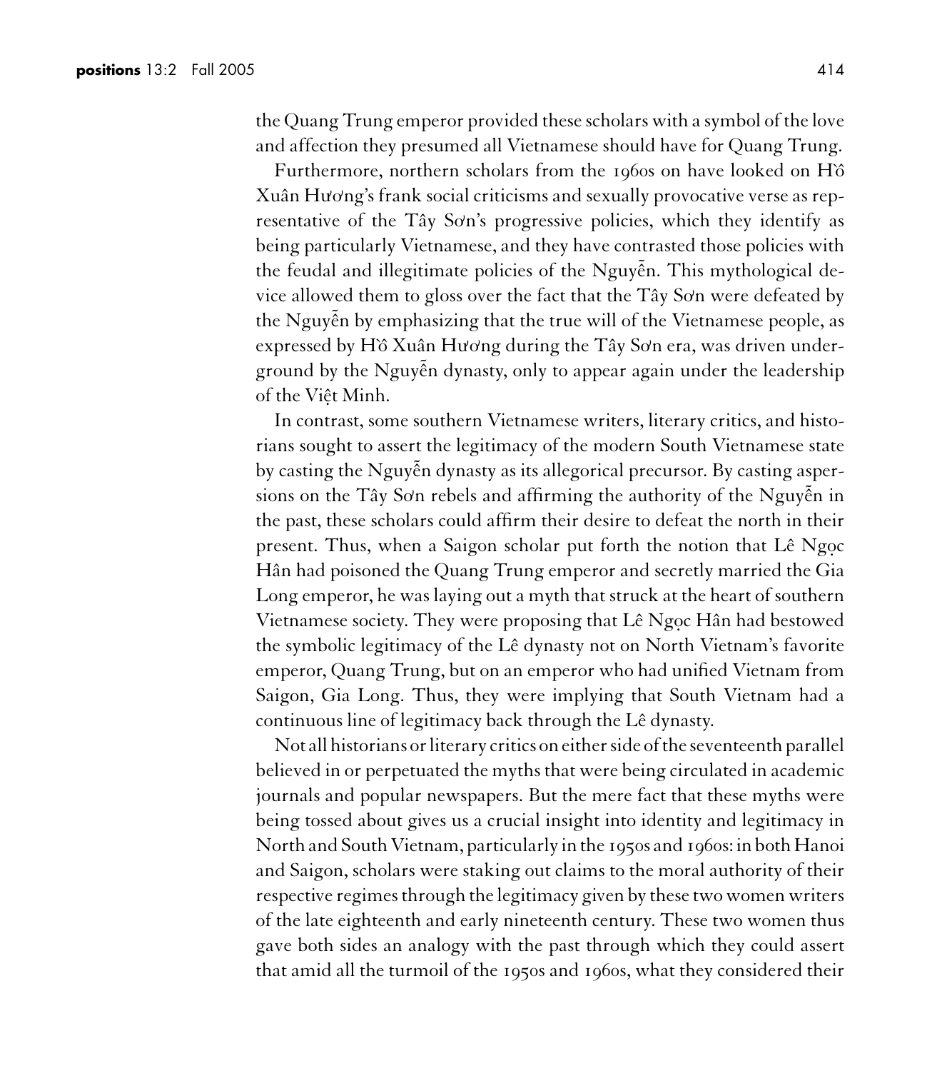the Quang Trung emperor provided these scholars with a symbol of the love and affection they presumed all Vietnamese should have for Quang Trung.

Furthermore, northern scholars from the 1960s on have looked on Hồ Xuân Hương's frank social criticisms and sexually provocative verse as representative of the Tây Sơn's progressive policies, which they identify as being particularly Vietnamese, and they have contrasted those policies with the feudal and illegitimate policies of the Nguyễn. This mythological device allowed them to gloss over the fact that the Tây Sơn were defeated by the Nguyễn by emphasizing that the true will of the Vietnamese people, as expressed by Hồ Xuân Hương during the Tây Sơn era, was driven underground by the Nguyễn dynasty, only to appear again under the leadership of the Việt Minh.

In contrast, some southern Vietnamese writers, literary critics, and historians sought to assert the legitimacy of the modern South Vietnamese state by casting the Nguyễn dynasty as its allegorical precursor. By casting aspersions on the Tây Sơn rebels and affirming the authority of the Nguyễn in the past, these scholars could affirm their desire to defeat the north in their present. Thus, when a Saigon scholar put forth the notion that Lê Ngọc Hân had poisoned the Quang Trung emperor and secretly married the Gia Long emperor, he was laying out a myth that struck at the heart of southern Vietnamese society. They were proposing that Lê Ngọc Hân had bestowed the symbolic legitimacy of the Lê dynasty not on North Vietnam's favorite emperor, Quang Trung, but on an emperor who had unified Vietnam from Saigon, Gia Long. Thus, they were implying that South Vietnam had a continuous line of legitimacy back through the Lê dynasty.

Not all historians or literary critics on either side of the seventeenth parallel believed in or perpetuated the myths that were being circulated in academic journals and popular newspapers. But the mere fact that these myths were being tossed about gives us a crucial insight into identity and legitimacy in North and South Vietnam, particularly in the 1950s and 1960s: in both Hanoi and Saigon, scholars were staking out claims to the moral authority of their respective regimes through the legitimacy given by these two women writers of the late eighteenth and early nineteenth century. These two women thus gave both sides an analogy with the past through which they could assert that amid all the turmoil of the 1950s and 1960s, what they considered their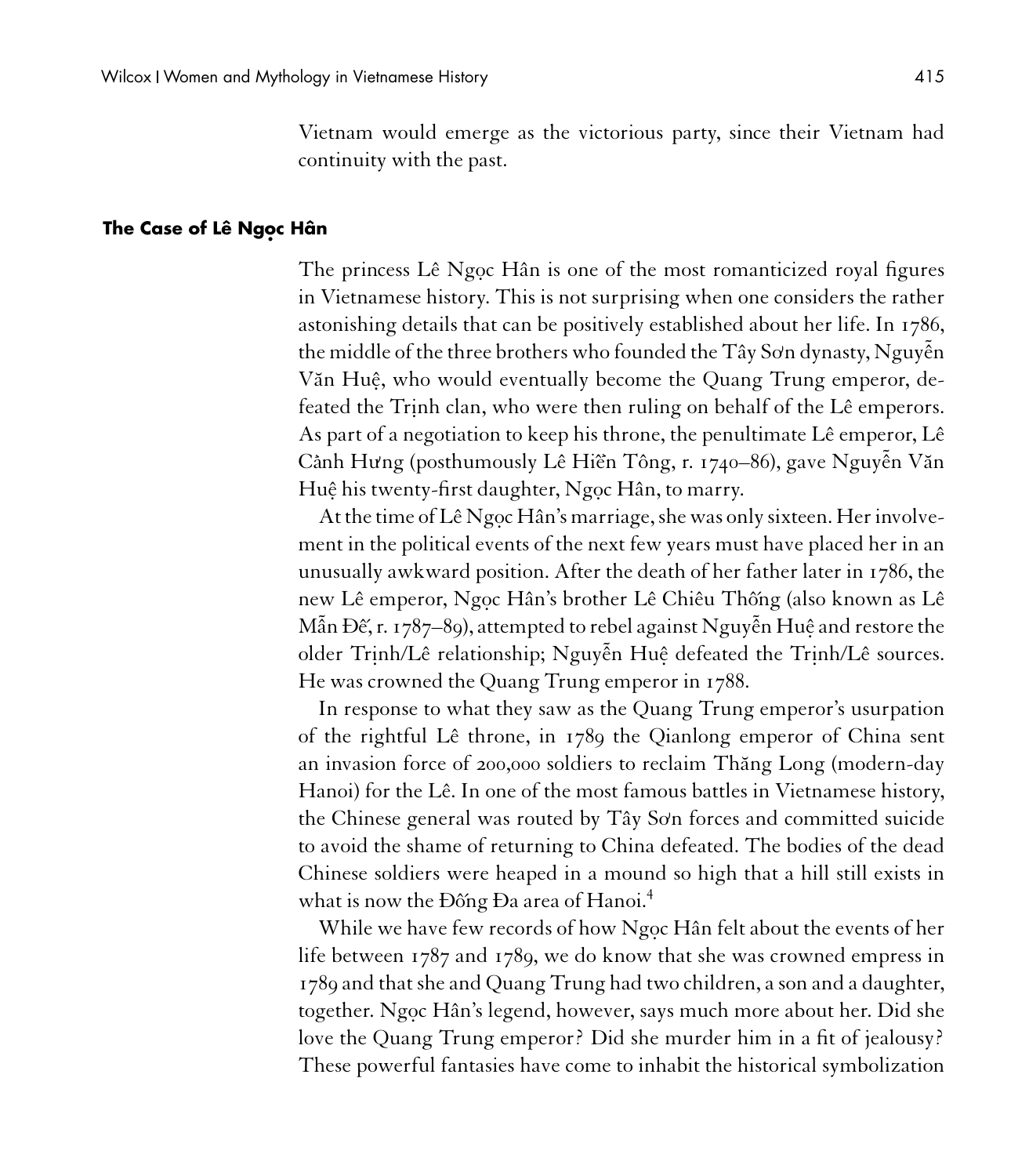Vietnam would emerge as the victorious party, since their Vietnam had continuity with the past.

## The Case of Lê Ngọc Hân

The princess Lê Ngọc Hân is one of the most romanticized royal figures in Vietnamese history. This is not surprising when one considers the rather astonishing details that can be positively established about her life. In 1786, the middle of the three brothers who founded the Tây Sơn dynasty, Nguyễn Văn Huệ, who would eventually become the Quang Trung emperor, defeated the Trịnh clan, who were then ruling on behalf of the Lê emperors. As part of a negotiation to keep his throne, the penultimate Lê emperor, Lê Cảnh Hưng (posthumously Lê Hiển Tông, r. 1740–86), gave Nguyễn Văn Huệ his twenty-first daughter, Ngọc Hân, to marry.

At the time of Lê Ngọc Hân's marriage, she was only sixteen. Her involvement in the political events of the next few years must have placed her in an unusually awkward position. After the death of her father later in 1786, the new Lê emperor, Ngọc Hân's brother Lê Chiêu Thống (also known as Lê Mẫn Đế, r. 1787–89), attempted to rebel against Nguyễn Huệ and restore the older Trịnh/Lê relationship; Nguyễn Huệ defeated the Trịnh/Lê sources. He was crowned the Quang Trung emperor in 1788.

In response to what they saw as the Quang Trung emperor's usurpation of the rightful Lê throne, in 1789 the Qianlong emperor of China sent an invasion force of 200,000 soldiers to reclaim Thăng Long (modern-day Hanoi) for the Lê. In one of the most famous battles in Vietnamese history, the Chinese general was routed by Tây Sơn forces and committed suicide to avoid the shame of returning to China defeated. The bodies of the dead Chinese soldiers were heaped in a mound so high that a hill still exists in what is now the Đống Đa area of Hanoi.[4]

While we have few records of how Ngọc Hân felt about the events of her life between 1787 and 1789, we do know that she was crowned empress in 1789 and that she and Quang Trung had two children, a son and a daughter, together. Ngọc Hân's legend, however, says much more about her. Did she love the Quang Trung emperor? Did she murder him in a fit of jealousy? These powerful fantasies have come to inhabit the historical symbolization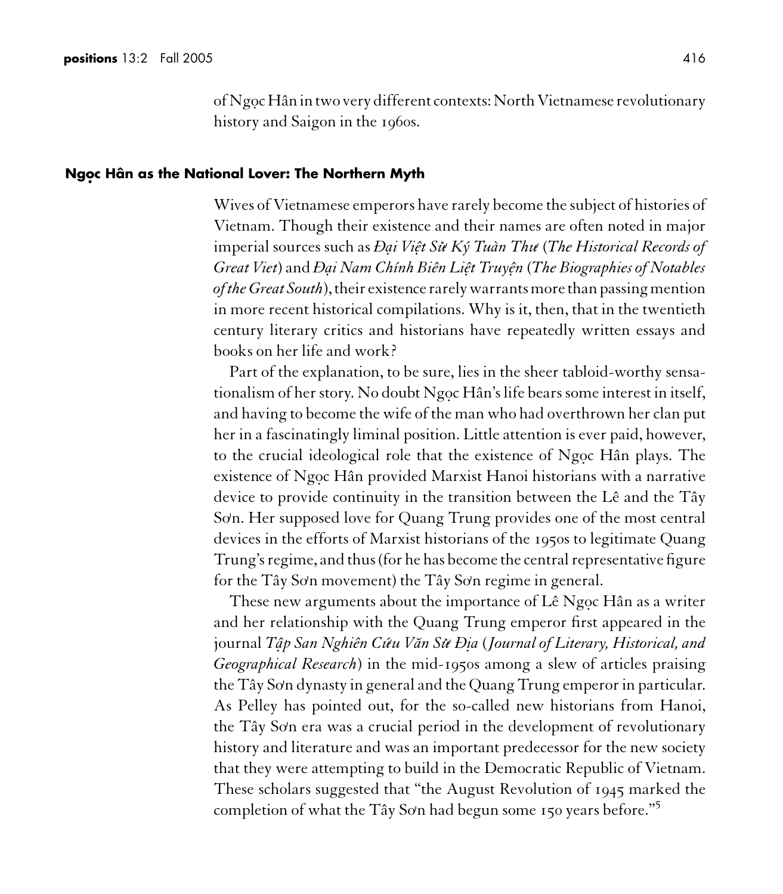of Ngọc Hân in two very different contexts: North Vietnamese revolutionary history and Saigon in the 1960s.

## Ngọc Hân as the National Lover: The Northern Myth

Wives of Vietnamese emperors have rarely become the subject of histories of Vietnam. Though their existence and their names are often noted in major imperial sources such as *Đại Việt Sử Ký Tuàn Thư* (*The Historical Records of Great Viet*) and *Đại Nam Chính Biên Liệt Truyện* (*The Biographies of Notables of the Great South*), their existence rarely warrants more than passing mention in more recent historical compilations. Why is it, then, that in the twentieth century literary critics and historians have repeatedly written essays and books on her life and work?

Part of the explanation, to be sure, lies in the sheer tabloid-worthy sensationalism of her story. No doubt Ngọc Hân's life bears some interest in itself, and having to become the wife of the man who had overthrown her clan put her in a fascinatingly liminal position. Little attention is ever paid, however, to the crucial ideological role that the existence of Ngọc Hân plays. The existence of Ngọc Hân provided Marxist Hanoi historians with a narrative device to provide continuity in the transition between the Lê and the Tây Sơn. Her supposed love for Quang Trung provides one of the most central devices in the efforts of Marxist historians of the 1950s to legitimate Quang Trung's regime, and thus (for he has become the central representative figure for the Tây Sơn movement) the Tây Sơn regime in general.

These new arguments about the importance of Lê Ngọc Hân as a writer and her relationship with the Quang Trung emperor first appeared in the journal *Tập San Nghiên Cứu Văn Sử Địa* (*Journal of Literary, Historical, and Geographical Research*) in the mid-1950s among a slew of articles praising the Tây Sơn dynasty in general and the Quang Trung emperor in particular. As Pelley has pointed out, for the so-called new historians from Hanoi, the Tây Sơn era was a crucial period in the development of revolutionary history and literature and was an important predecessor for the new society that they were attempting to build in the Democratic Republic of Vietnam. These scholars suggested that "the August Revolution of 1945 marked the completion of what the Tây Sơn had begun some 150 years before."[5]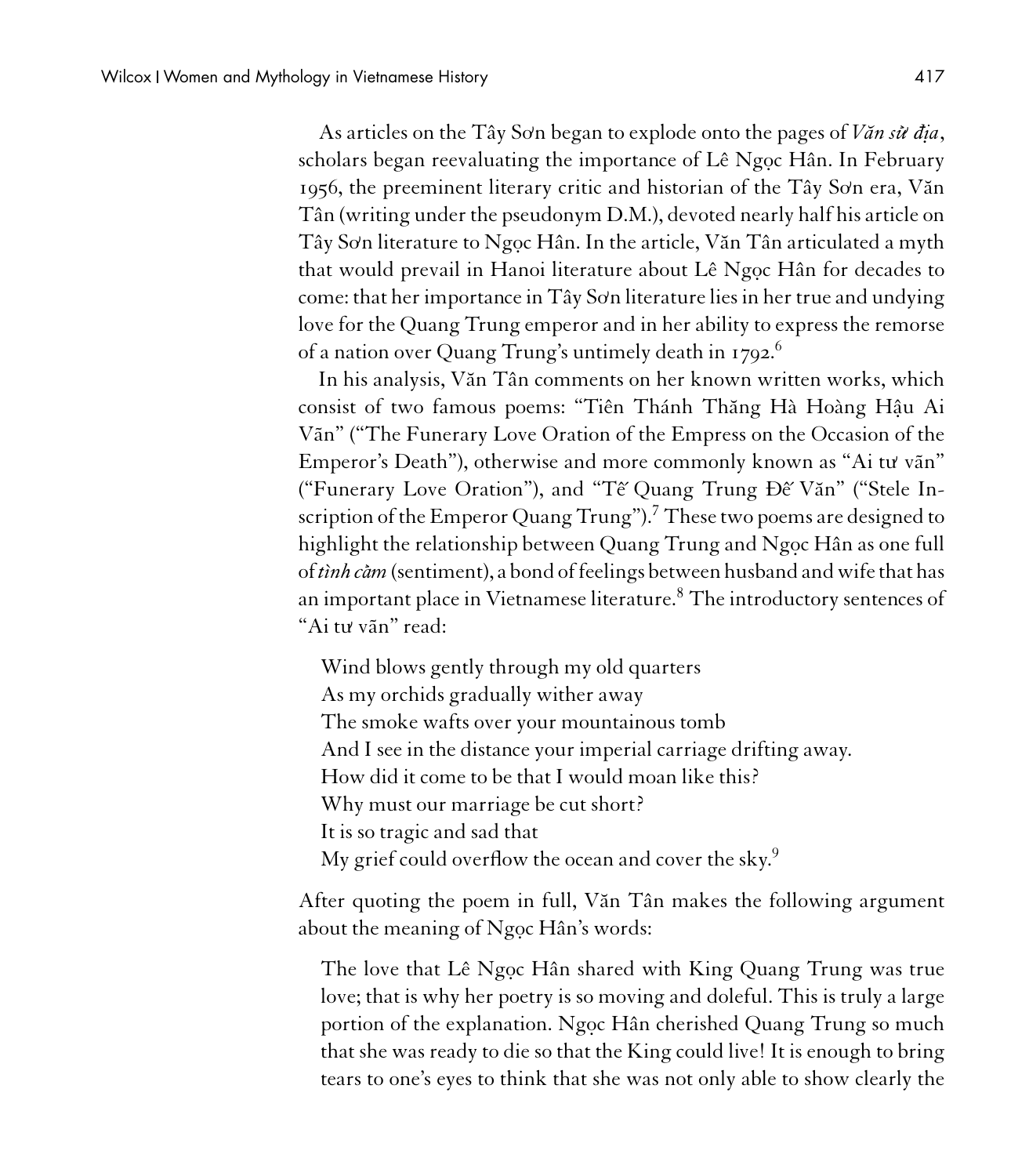As articles on the Tây Sơn began to explode onto the pages of *Văn sử địa*, scholars began reevaluating the importance of Lê Ngọc Hân. In February 1956, the preeminent literary critic and historian of the Tây Sơn era, Văn Tân (writing under the pseudonym D.M.), devoted nearly half his article on Tây Sơn literature to Ngọc Hân. In the article, Văn Tân articulated a myth that would prevail in Hanoi literature about Lê Ngọc Hân for decades to come: that her importance in Tây Sơn literature lies in her true and undying love for the Quang Trung emperor and in her ability to express the remorse of a nation over Quang Trung's untimely death in 1792.[6]

In his analysis, Văn Tân comments on her known written works, which consist of two famous poems: "Tiên Thánh Thăng Hà Hoàng Hậu Ai Vãn" ("The Funerary Love Oration of the Empress on the Occasion of the Emperor's Death"), otherwise and more commonly known as "Ai tư vãn" ("Funerary Love Oration"), and "Tế Quang Trung Đế Văn" ("Stele Inscription of the Emperor Quang Trung").[7] These two poems are designed to highlight the relationship between Quang Trung and Ngọc Hân as one full of *tình cảm* (sentiment), a bond of feelings between husband and wife that has an important place in Vietnamese literature.[8] The introductory sentences of "Ai tư vãn" read:

> Wind blows gently through my old quarters
> As my orchids gradually wither away
> The smoke wafts over your mountainous tomb
> And I see in the distance your imperial carriage drifting away.
> How did it come to be that I would moan like this?
> Why must our marriage be cut short?
> It is so tragic and sad that
> My grief could overflow the ocean and cover the sky.[9]

After quoting the poem in full, Văn Tân makes the following argument about the meaning of Ngọc Hân's words:

> The love that Lê Ngọc Hân shared with King Quang Trung was true love; that is why her poetry is so moving and doleful. This is truly a large portion of the explanation. Ngọc Hân cherished Quang Trung so much that she was ready to die so that the King could live! It is enough to bring tears to one's eyes to think that she was not only able to show clearly the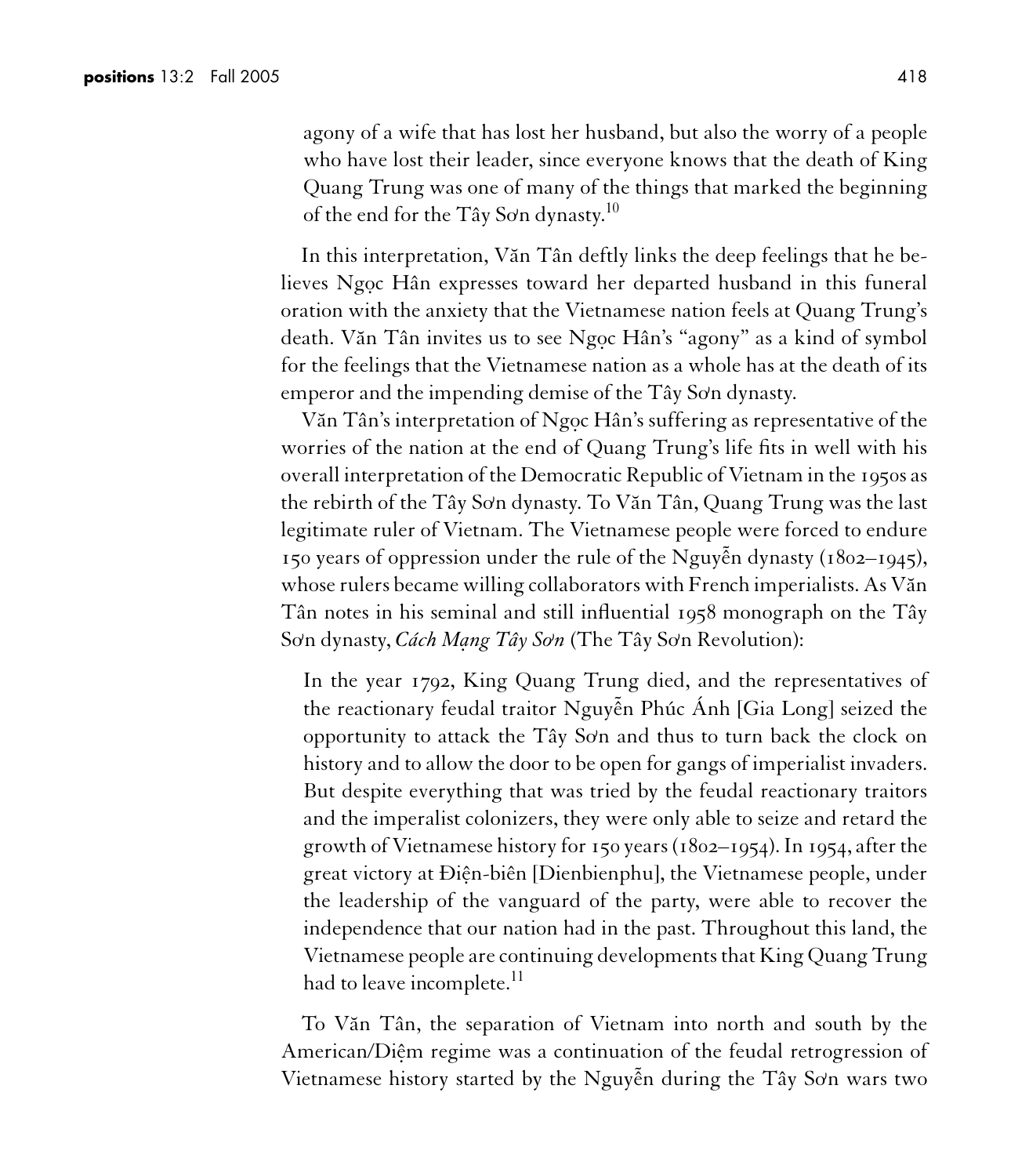agony of a wife that has lost her husband, but also the worry of a people who have lost their leader, since everyone knows that the death of King Quang Trung was one of many of the things that marked the beginning of the end for the Tây Sơn dynasty.[10]

In this interpretation, Văn Tân deftly links the deep feelings that he believes Ngọc Hân expresses toward her departed husband in this funeral oration with the anxiety that the Vietnamese nation feels at Quang Trung's death. Văn Tân invites us to see Ngọc Hân's "agony" as a kind of symbol for the feelings that the Vietnamese nation as a whole has at the death of its emperor and the impending demise of the Tây Sơn dynasty.

Văn Tân's interpretation of Ngọc Hân's suffering as representative of the worries of the nation at the end of Quang Trung's life fits in well with his overall interpretation of the Democratic Republic of Vietnam in the 1950s as the rebirth of the Tây Sơn dynasty. To Văn Tân, Quang Trung was the last legitimate ruler of Vietnam. The Vietnamese people were forced to endure 150 years of oppression under the rule of the Nguyễn dynasty (1802–1945), whose rulers became willing collaborators with French imperialists. As Văn Tân notes in his seminal and still influential 1958 monograph on the Tây Sơn dynasty, *Cách Mạng Tây Sơn* (The Tây Sơn Revolution):

> In the year 1792, King Quang Trung died, and the representatives of the reactionary feudal traitor Nguyễn Phúc Ánh [Gia Long] seized the opportunity to attack the Tây Sơn and thus to turn back the clock on history and to allow the door to be open for gangs of imperialist invaders. But despite everything that was tried by the feudal reactionary traitors and the imperalist colonizers, they were only able to seize and retard the growth of Vietnamese history for 150 years (1802–1954). In 1954, after the great victory at Điện-biên [Dienbienphu], the Vietnamese people, under the leadership of the vanguard of the party, were able to recover the independence that our nation had in the past. Throughout this land, the Vietnamese people are continuing developments that King Quang Trung had to leave incomplete.[11]

To Văn Tân, the separation of Vietnam into north and south by the American/Diệm regime was a continuation of the feudal retrogression of Vietnamese history started by the Nguyễn during the Tây Sơn wars two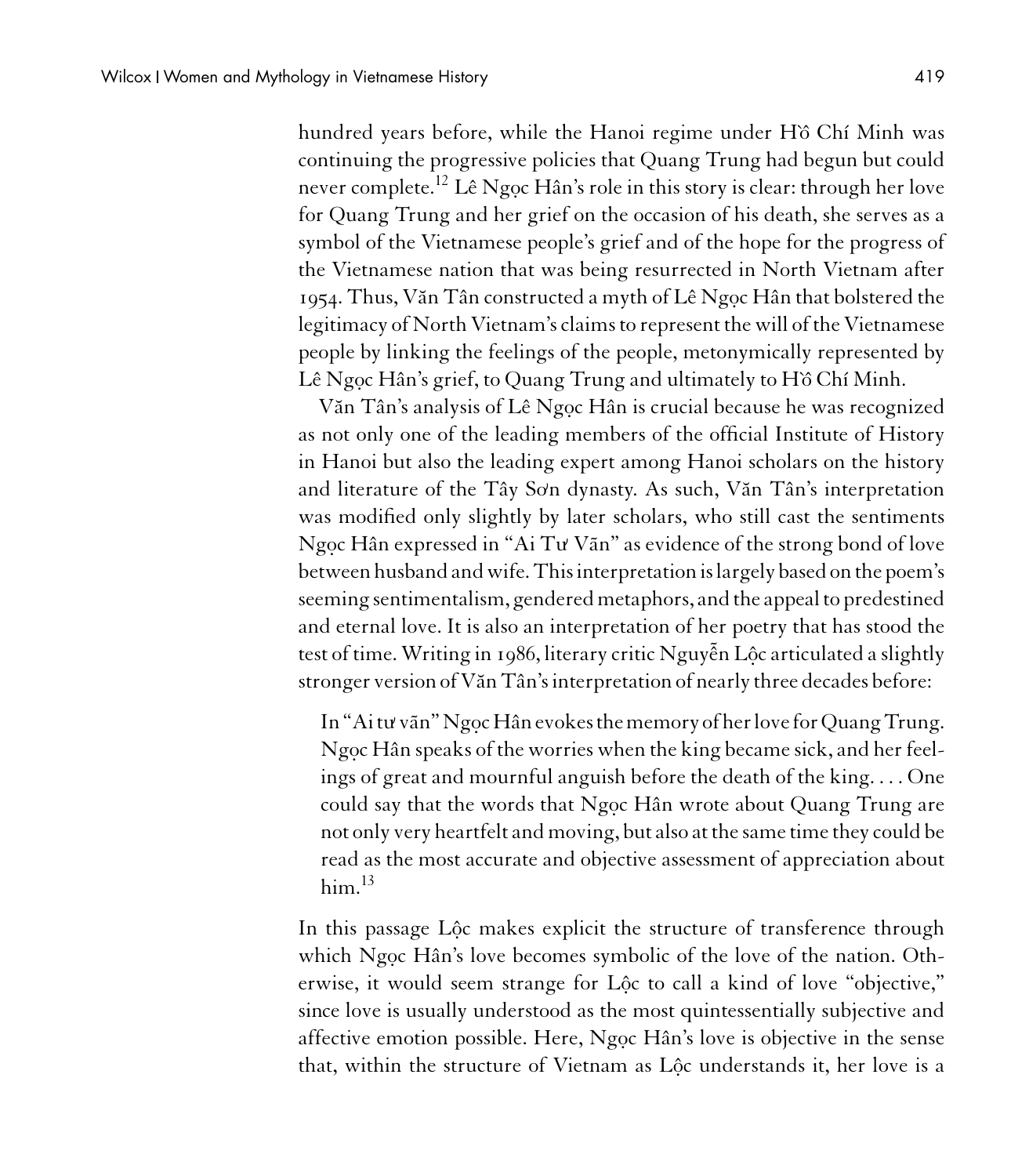hundred years before, while the Hanoi regime under Hồ Chí Minh was continuing the progressive policies that Quang Trung had begun but could never complete.[12] Lê Ngọc Hân's role in this story is clear: through her love for Quang Trung and her grief on the occasion of his death, she serves as a symbol of the Vietnamese people's grief and of the hope for the progress of the Vietnamese nation that was being resurrected in North Vietnam after 1954. Thus, Văn Tân constructed a myth of Lê Ngọc Hân that bolstered the legitimacy of North Vietnam's claims to represent the will of the Vietnamese people by linking the feelings of the people, metonymically represented by Lê Ngọc Hân's grief, to Quang Trung and ultimately to Hồ Chí Minh.

Văn Tân's analysis of Lê Ngọc Hân is crucial because he was recognized as not only one of the leading members of the official Institute of History in Hanoi but also the leading expert among Hanoi scholars on the history and literature of the Tây Sơn dynasty. As such, Văn Tân's interpretation was modified only slightly by later scholars, who still cast the sentiments Ngọc Hân expressed in "Ai Tư Vãn" as evidence of the strong bond of love between husband and wife. This interpretation is largely based on the poem's seeming sentimentalism, gendered metaphors, and the appeal to predestined and eternal love. It is also an interpretation of her poetry that has stood the test of time. Writing in 1986, literary critic Nguyễn Lộc articulated a slightly stronger version of Văn Tân's interpretation of nearly three decades before:

> In "Ai tư vãn" Ngọc Hân evokes the memory of her love for Quang Trung. Ngọc Hân speaks of the worries when the king became sick, and her feelings of great and mournful anguish before the death of the king. . . . One could say that the words that Ngọc Hân wrote about Quang Trung are not only very heartfelt and moving, but also at the same time they could be read as the most accurate and objective assessment of appreciation about him.[13]

In this passage Lộc makes explicit the structure of transference through which Ngọc Hân's love becomes symbolic of the love of the nation. Otherwise, it would seem strange for Lộc to call a kind of love "objective," since love is usually understood as the most quintessentially subjective and affective emotion possible. Here, Ngọc Hân's love is objective in the sense that, within the structure of Vietnam as Lộc understands it, her love is a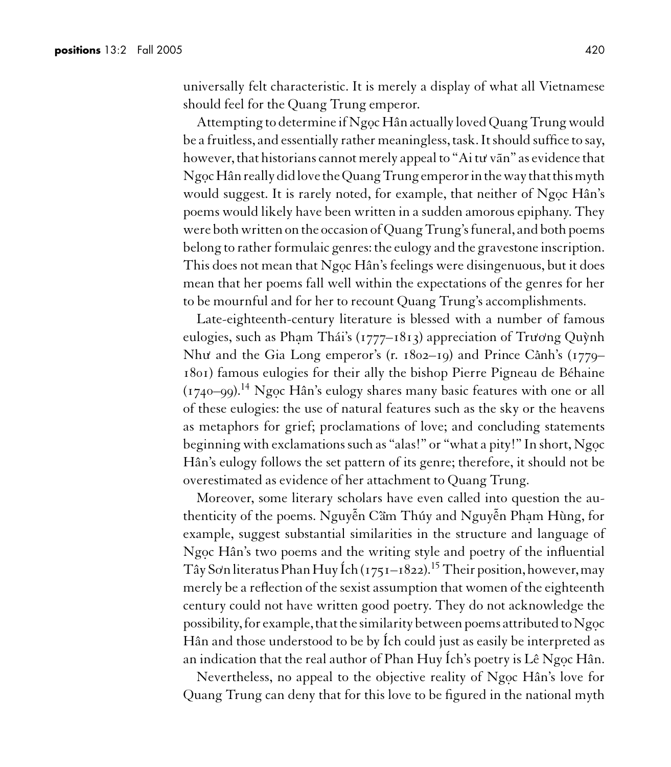universally felt characteristic. It is merely a display of what all Vietnamese should feel for the Quang Trung emperor.

Attempting to determine if Ngọc Hân actually loved Quang Trung would be a fruitless, and essentially rather meaningless, task. It should suffice to say, however, that historians cannot merely appeal to "Ai tư vãn" as evidence that Ngọc Hân really did love the Quang Trung emperor in the way that this myth would suggest. It is rarely noted, for example, that neither of Ngọc Hân's poems would likely have been written in a sudden amorous epiphany. They were both written on the occasion of Quang Trung's funeral, and both poems belong to rather formulaic genres: the eulogy and the gravestone inscription. This does not mean that Ngọc Hân's feelings were disingenuous, but it does mean that her poems fall well within the expectations of the genres for her to be mournful and for her to recount Quang Trung's accomplishments.

Late-eighteenth-century literature is blessed with a number of famous eulogies, such as Phạm Thái's (1777–1813) appreciation of Trương Quỳnh Như and the Gia Long emperor's (r. 1802–19) and Prince Cảnh's (1779–1801) famous eulogies for their ally the bishop Pierre Pigneau de Béhaine (1740–99).[14] Ngọc Hân's eulogy shares many basic features with one or all of these eulogies: the use of natural features such as the sky or the heavens as metaphors for grief; proclamations of love; and concluding statements beginning with exclamations such as "alas!" or "what a pity!" In short, Ngọc Hân's eulogy follows the set pattern of its genre; therefore, it should not be overestimated as evidence of her attachment to Quang Trung.

Moreover, some literary scholars have even called into question the authenticity of the poems. Nguyễn Cẩm Thúy and Nguyễn Phạm Hùng, for example, suggest substantial similarities in the structure and language of Ngọc Hân's two poems and the writing style and poetry of the influential Tây Sơn literatus Phan Huy Ích (1751–1822).[15] Their position, however, may merely be a reflection of the sexist assumption that women of the eighteenth century could not have written good poetry. They do not acknowledge the possibility, for example, that the similarity between poems attributed to Ngọc Hân and those understood to be by Ích could just as easily be interpreted as an indication that the real author of Phan Huy Ích's poetry is Lê Ngọc Hân.

Nevertheless, no appeal to the objective reality of Ngọc Hân's love for Quang Trung can deny that for this love to be figured in the national myth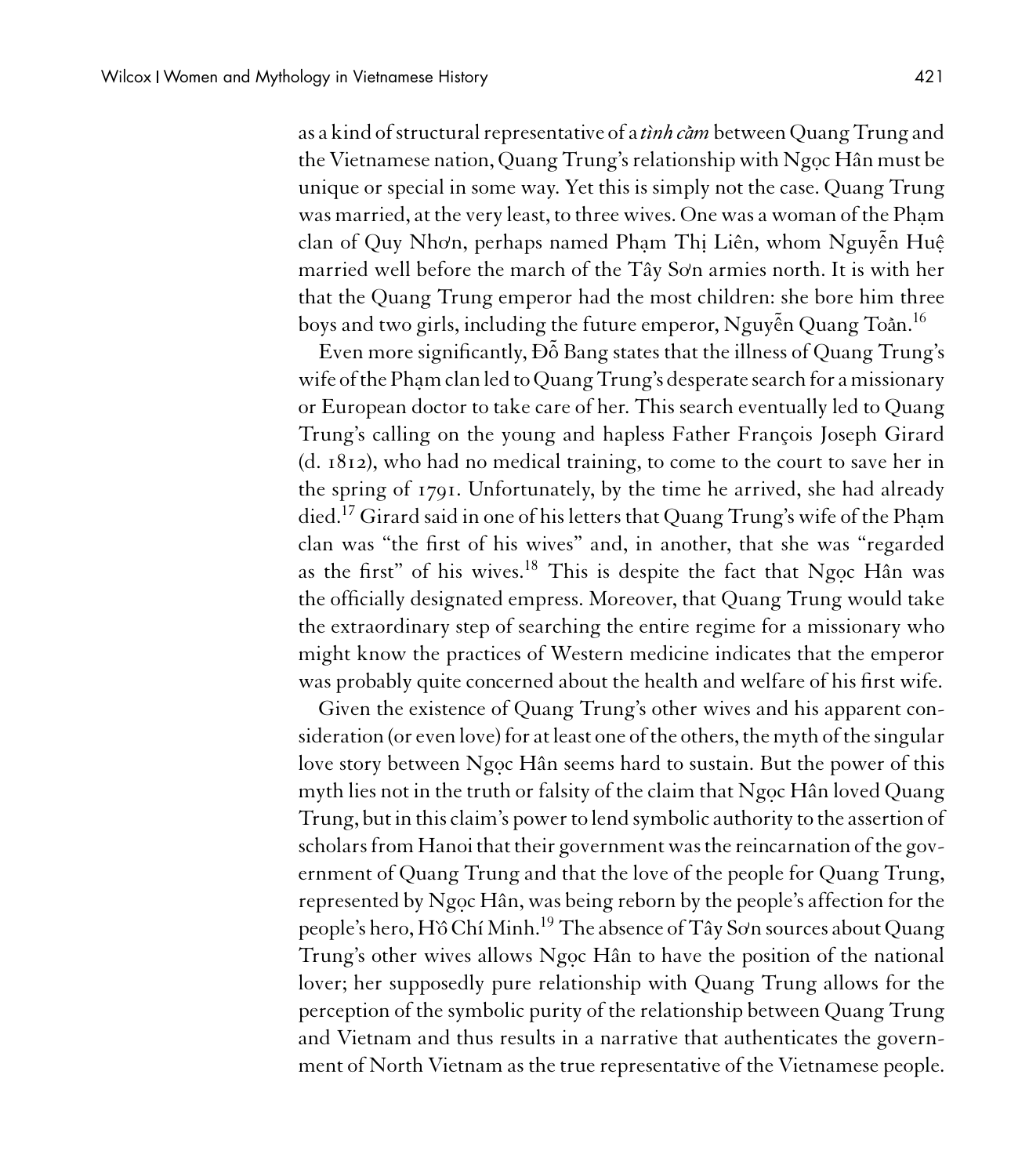as a kind of structural representative of a *tình cảm* between Quang Trung and the Vietnamese nation, Quang Trung's relationship with Ngọc Hân must be unique or special in some way. Yet this is simply not the case. Quang Trung was married, at the very least, to three wives. One was a woman of the Phạm clan of Quy Nhơn, perhaps named Phạm Thị Liên, whom Nguyễn Huệ married well before the march of the Tây Sơn armies north. It is with her that the Quang Trung emperor had the most children: she bore him three boys and two girls, including the future emperor, Nguyễn Quang Toản.[16]

Even more significantly, Đỗ Bang states that the illness of Quang Trung's wife of the Phạm clan led to Quang Trung's desperate search for a missionary or European doctor to take care of her. This search eventually led to Quang Trung's calling on the young and hapless Father François Joseph Girard (d. 1812), who had no medical training, to come to the court to save her in the spring of 1791. Unfortunately, by the time he arrived, she had already died.[17] Girard said in one of his letters that Quang Trung's wife of the Phạm clan was "the first of his wives" and, in another, that she was "regarded as the first" of his wives.[18] This is despite the fact that Ngọc Hân was the officially designated empress. Moreover, that Quang Trung would take the extraordinary step of searching the entire regime for a missionary who might know the practices of Western medicine indicates that the emperor was probably quite concerned about the health and welfare of his first wife.

Given the existence of Quang Trung's other wives and his apparent consideration (or even love) for at least one of the others, the myth of the singular love story between Ngọc Hân seems hard to sustain. But the power of this myth lies not in the truth or falsity of the claim that Ngọc Hân loved Quang Trung, but in this claim's power to lend symbolic authority to the assertion of scholars from Hanoi that their government was the reincarnation of the government of Quang Trung and that the love of the people for Quang Trung, represented by Ngọc Hân, was being reborn by the people's affection for the people's hero, Hồ Chí Minh.[19] The absence of Tây Sơn sources about Quang Trung's other wives allows Ngọc Hân to have the position of the national lover; her supposedly pure relationship with Quang Trung allows for the perception of the symbolic purity of the relationship between Quang Trung and Vietnam and thus results in a narrative that authenticates the government of North Vietnam as the true representative of the Vietnamese people.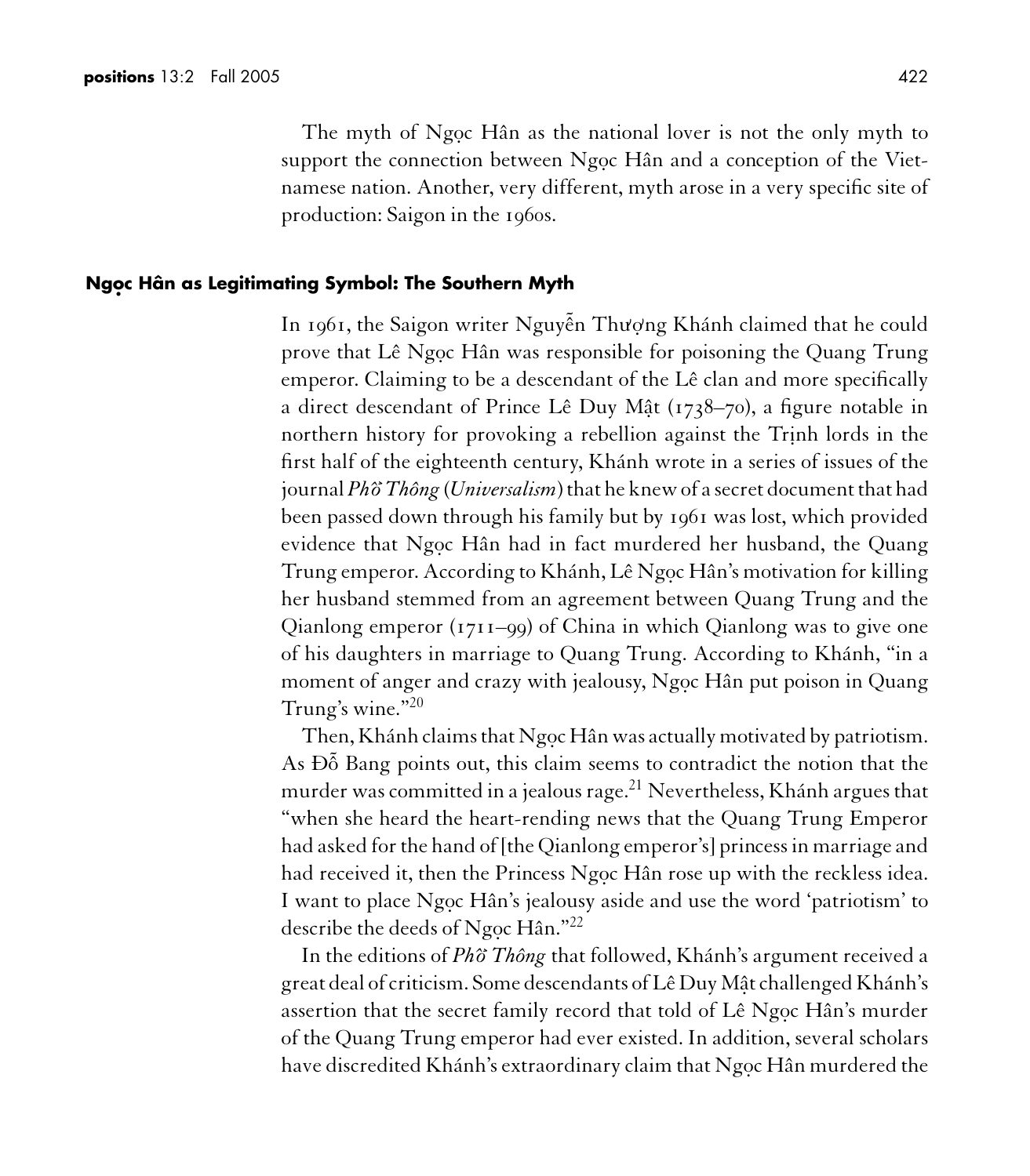The myth of Ngọc Hân as the national lover is not the only myth to support the connection between Ngọc Hân and a conception of the Vietnamese nation. Another, very different, myth arose in a very specific site of production: Saigon in the 1960s.

## Ngọc Hân as Legitimating Symbol: The Southern Myth

In 1961, the Saigon writer Nguyễn Thượng Khánh claimed that he could prove that Lê Ngọc Hân was responsible for poisoning the Quang Trung emperor. Claiming to be a descendant of the Lê clan and more specifically a direct descendant of Prince Lê Duy Mật (1738–70), a figure notable in northern history for provoking a rebellion against the Trịnh lords in the first half of the eighteenth century, Khánh wrote in a series of issues of the journal *Phổ Thông* (*Universalism*) that he knew of a secret document that had been passed down through his family but by 1961 was lost, which provided evidence that Ngọc Hân had in fact murdered her husband, the Quang Trung emperor. According to Khánh, Lê Ngọc Hân's motivation for killing her husband stemmed from an agreement between Quang Trung and the Qianlong emperor (1711–99) of China in which Qianlong was to give one of his daughters in marriage to Quang Trung. According to Khánh, "in a moment of anger and crazy with jealousy, Ngọc Hân put poison in Quang Trung's wine."[20]

Then, Khánh claims that Ngọc Hân was actually motivated by patriotism. As Đỗ Bang points out, this claim seems to contradict the notion that the murder was committed in a jealous rage.[21] Nevertheless, Khánh argues that "when she heard the heart-rending news that the Quang Trung Emperor had asked for the hand of [the Qianlong emperor's] princess in marriage and had received it, then the Princess Ngọc Hân rose up with the reckless idea. I want to place Ngọc Hân's jealousy aside and use the word 'patriotism' to describe the deeds of Ngọc Hân."[22]

In the editions of *Phổ Thông* that followed, Khánh's argument received a great deal of criticism. Some descendants of Lê Duy Mật challenged Khánh's assertion that the secret family record that told of Lê Ngọc Hân's murder of the Quang Trung emperor had ever existed. In addition, several scholars have discredited Khánh's extraordinary claim that Ngọc Hân murdered the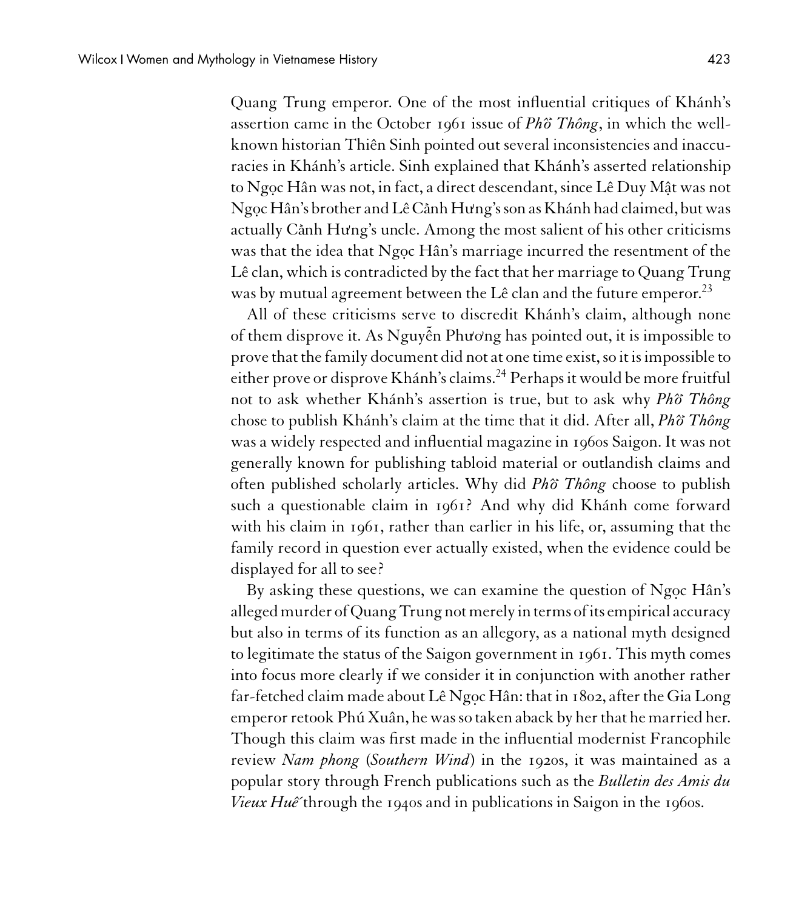Quang Trung emperor. One of the most influential critiques of Khánh's assertion came in the October 1961 issue of *Phổ Thông*, in which the well-known historian Thiên Sinh pointed out several inconsistencies and inaccuracies in Khánh's article. Sinh explained that Khánh's asserted relationship to Ngọc Hân was not, in fact, a direct descendant, since Lê Duy Mật was not Ngọc Hân's brother and Lê Cảnh Hưng's son as Khánh had claimed, but was actually Cảnh Hưng's uncle. Among the most salient of his other criticisms was that the idea that Ngọc Hân's marriage incurred the resentment of the Lê clan, which is contradicted by the fact that her marriage to Quang Trung was by mutual agreement between the Lê clan and the future emperor.[23]

All of these criticisms serve to discredit Khánh's claim, although none of them disprove it. As Nguyễn Phương has pointed out, it is impossible to prove that the family document did not at one time exist, so it is impossible to either prove or disprove Khánh's claims.[24] Perhaps it would be more fruitful not to ask whether Khánh's assertion is true, but to ask why *Phổ Thông* chose to publish Khánh's claim at the time that it did. After all, *Phổ Thông* was a widely respected and influential magazine in 1960s Saigon. It was not generally known for publishing tabloid material or outlandish claims and often published scholarly articles. Why did *Phổ Thông* choose to publish such a questionable claim in 1961? And why did Khánh come forward with his claim in 1961, rather than earlier in his life, or, assuming that the family record in question ever actually existed, when the evidence could be displayed for all to see?

By asking these questions, we can examine the question of Ngọc Hân's alleged murder of Quang Trung not merely in terms of its empirical accuracy but also in terms of its function as an allegory, as a national myth designed to legitimate the status of the Saigon government in 1961. This myth comes into focus more clearly if we consider it in conjunction with another rather far-fetched claim made about Lê Ngọc Hân: that in 1802, after the Gia Long emperor retook Phú Xuân, he was so taken aback by her that he married her. Though this claim was first made in the influential modernist Francophile review *Nam phong* (*Southern Wind*) in the 1920s, it was maintained as a popular story through French publications such as the *Bulletin des Amis du Vieux Huế* through the 1940s and in publications in Saigon in the 1960s.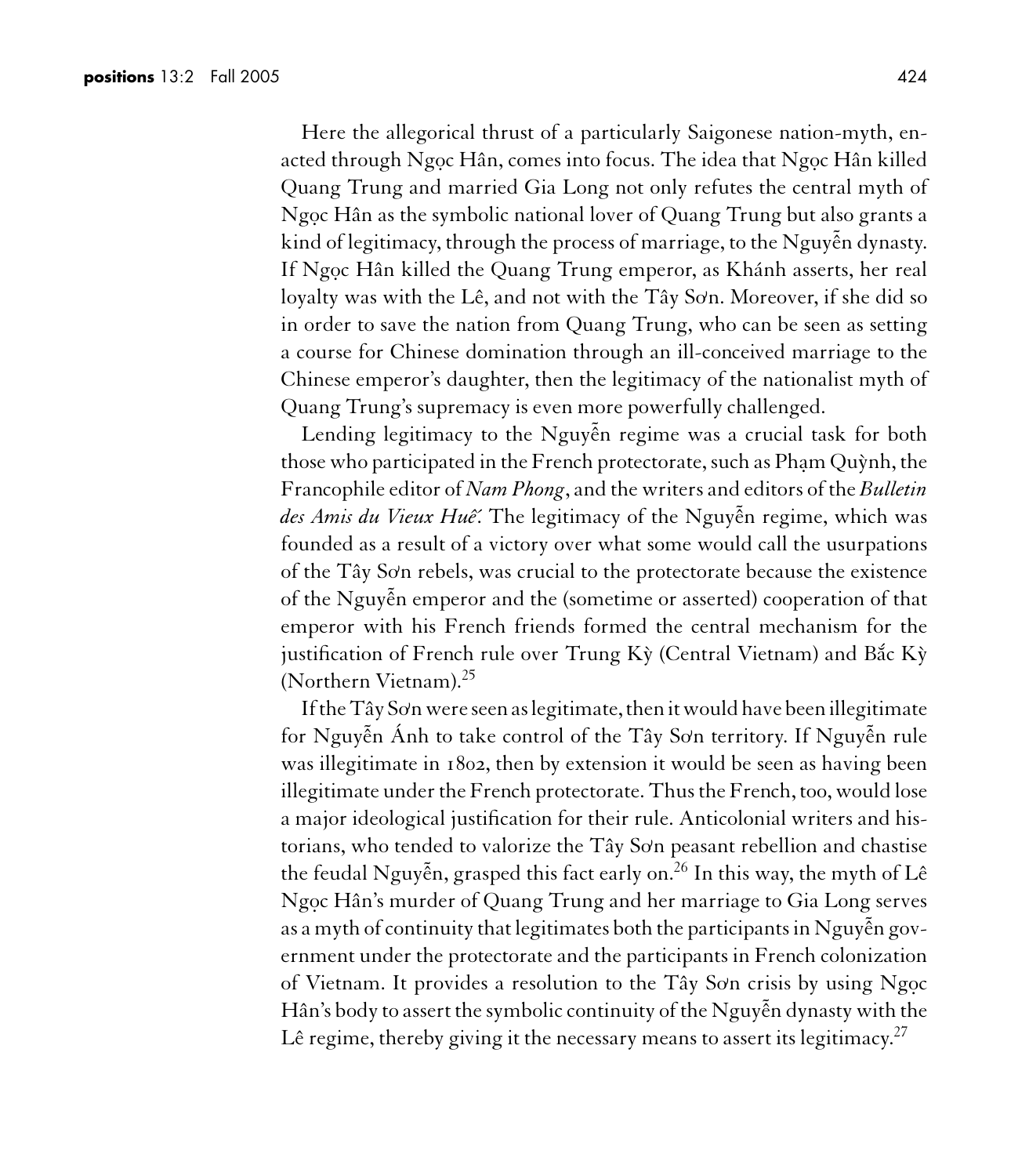Here the allegorical thrust of a particularly Saigonese nation-myth, enacted through Ngọc Hân, comes into focus. The idea that Ngọc Hân killed Quang Trung and married Gia Long not only refutes the central myth of Ngọc Hân as the symbolic national lover of Quang Trung but also grants a kind of legitimacy, through the process of marriage, to the Nguyễn dynasty. If Ngọc Hân killed the Quang Trung emperor, as Khánh asserts, her real loyalty was with the Lê, and not with the Tây Sơn. Moreover, if she did so in order to save the nation from Quang Trung, who can be seen as setting a course for Chinese domination through an ill-conceived marriage to the Chinese emperor's daughter, then the legitimacy of the nationalist myth of Quang Trung's supremacy is even more powerfully challenged.

Lending legitimacy to the Nguyễn regime was a crucial task for both those who participated in the French protectorate, such as Phạm Quỳnh, the Francophile editor of *Nam Phong*, and the writers and editors of the *Bulletin des Amis du Vieux Huế*. The legitimacy of the Nguyễn regime, which was founded as a result of a victory over what some would call the usurpations of the Tây Sơn rebels, was crucial to the protectorate because the existence of the Nguyễn emperor and the (sometime or asserted) cooperation of that emperor with his French friends formed the central mechanism for the justification of French rule over Trung Kỳ (Central Vietnam) and Bắc Kỳ (Northern Vietnam).[25]

If the Tây Sơn were seen as legitimate, then it would have been illegitimate for Nguyễn Ánh to take control of the Tây Sơn territory. If Nguyễn rule was illegitimate in 1802, then by extension it would be seen as having been illegitimate under the French protectorate. Thus the French, too, would lose a major ideological justification for their rule. Anticolonial writers and historians, who tended to valorize the Tây Sơn peasant rebellion and chastise the feudal Nguyễn, grasped this fact early on.[26] In this way, the myth of Lê Ngọc Hân's murder of Quang Trung and her marriage to Gia Long serves as a myth of continuity that legitimates both the participants in Nguyễn government under the protectorate and the participants in French colonization of Vietnam. It provides a resolution to the Tây Sơn crisis by using Ngọc Hân's body to assert the symbolic continuity of the Nguyễn dynasty with the Lê regime, thereby giving it the necessary means to assert its legitimacy.[27]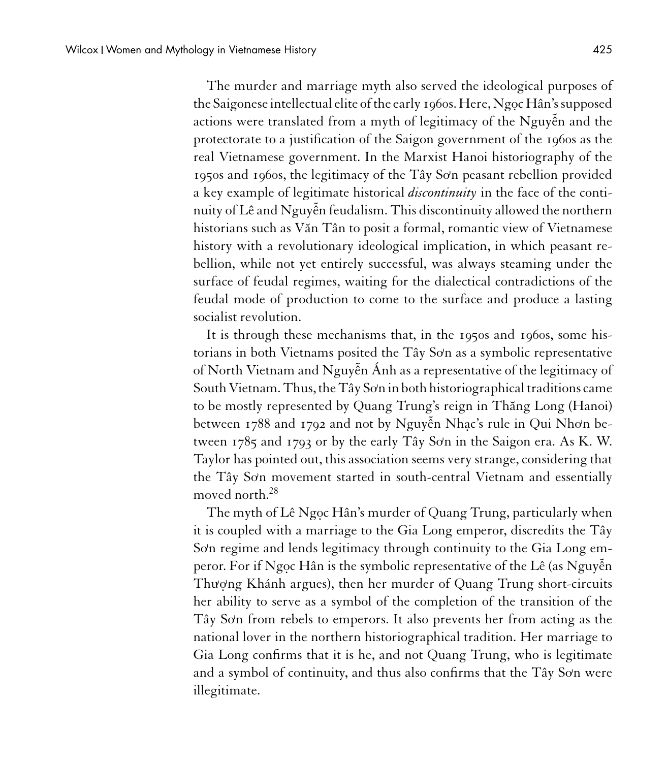The murder and marriage myth also served the ideological purposes of the Saigonese intellectual elite of the early 1960s. Here, Ngọc Hân's supposed actions were translated from a myth of legitimacy of the Nguyễn and the protectorate to a justification of the Saigon government of the 1960s as the real Vietnamese government. In the Marxist Hanoi historiography of the 1950s and 1960s, the legitimacy of the Tây Sơn peasant rebellion provided a key example of legitimate historical *discontinuity* in the face of the continuity of Lê and Nguyễn feudalism. This discontinuity allowed the northern historians such as Văn Tân to posit a formal, romantic view of Vietnamese history with a revolutionary ideological implication, in which peasant rebellion, while not yet entirely successful, was always steaming under the surface of feudal regimes, waiting for the dialectical contradictions of the feudal mode of production to come to the surface and produce a lasting socialist revolution.

It is through these mechanisms that, in the 1950s and 1960s, some historians in both Vietnams posited the Tây Sơn as a symbolic representative of North Vietnam and Nguyễn Ánh as a representative of the legitimacy of South Vietnam. Thus, the Tây Sơn in both historiographical traditions came to be mostly represented by Quang Trung's reign in Thăng Long (Hanoi) between 1788 and 1792 and not by Nguyễn Nhạc's rule in Qui Nhơn between 1785 and 1793 or by the early Tây Sơn in the Saigon era. As K. W. Taylor has pointed out, this association seems very strange, considering that the Tây Sơn movement started in south-central Vietnam and essentially moved north.[28]

The myth of Lê Ngọc Hân's murder of Quang Trung, particularly when it is coupled with a marriage to the Gia Long emperor, discredits the Tây Sơn regime and lends legitimacy through continuity to the Gia Long emperor. For if Ngọc Hân is the symbolic representative of the Lê (as Nguyễn Thượng Khánh argues), then her murder of Quang Trung short-circuits her ability to serve as a symbol of the completion of the transition of the Tây Sơn from rebels to emperors. It also prevents her from acting as the national lover in the northern historiographical tradition. Her marriage to Gia Long confirms that it is he, and not Quang Trung, who is legitimate and a symbol of continuity, and thus also confirms that the Tây Sơn were illegitimate.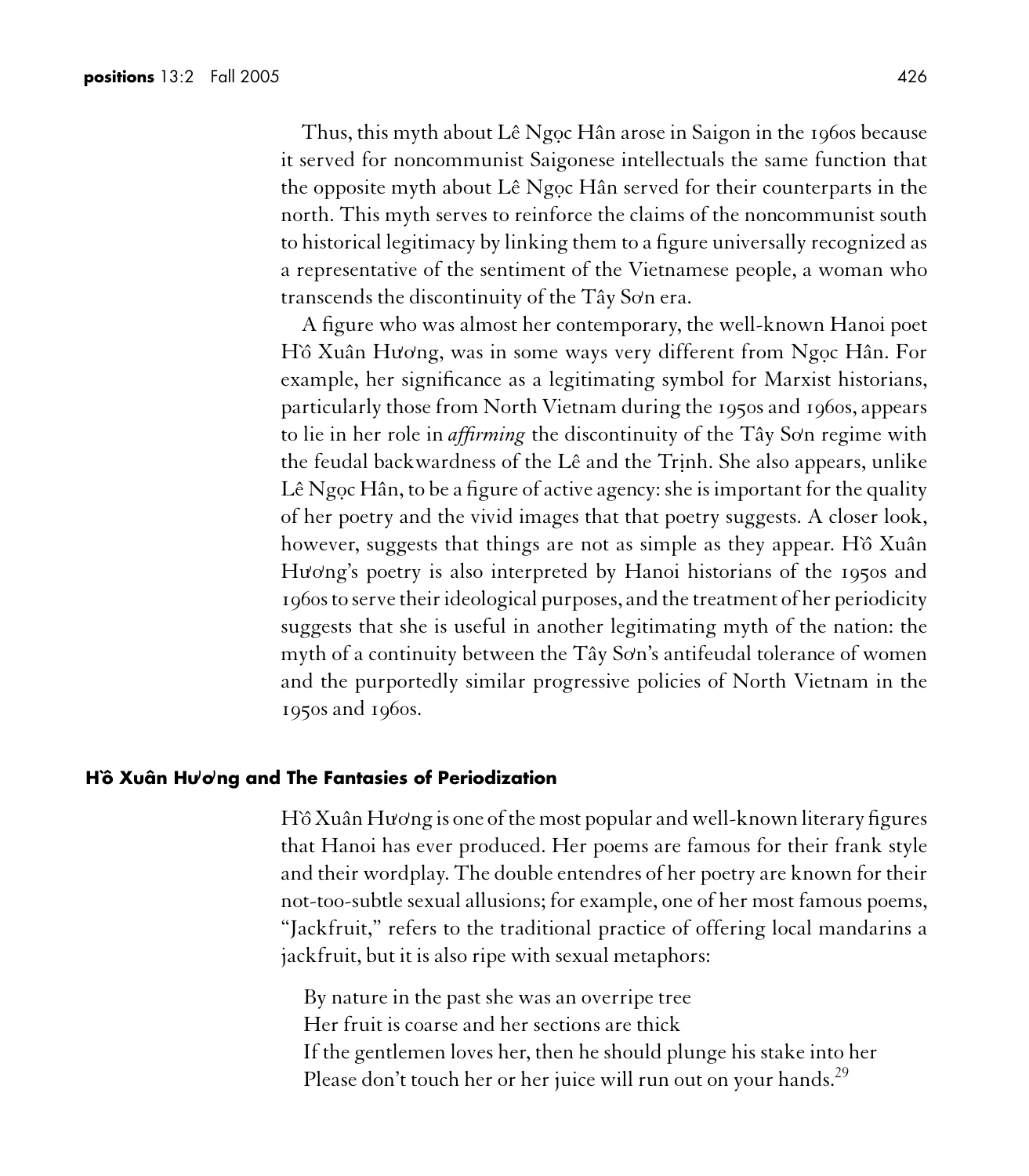Thus, this myth about Lê Ngọc Hân arose in Saigon in the 1960s because it served for noncommunist Saigonese intellectuals the same function that the opposite myth about Lê Ngọc Hân served for their counterparts in the north. This myth serves to reinforce the claims of the noncommunist south to historical legitimacy by linking them to a figure universally recognized as a representative of the sentiment of the Vietnamese people, a woman who transcends the discontinuity of the Tây Sơn era.

A figure who was almost her contemporary, the well-known Hanoi poet Hồ Xuân Hương, was in some ways very different from Ngọc Hân. For example, her significance as a legitimating symbol for Marxist historians, particularly those from North Vietnam during the 1950s and 1960s, appears to lie in her role in *affirming* the discontinuity of the Tây Sơn regime with the feudal backwardness of the Lê and the Trịnh. She also appears, unlike Lê Ngọc Hân, to be a figure of active agency: she is important for the quality of her poetry and the vivid images that that poetry suggests. A closer look, however, suggests that things are not as simple as they appear. Hồ Xuân Hương's poetry is also interpreted by Hanoi historians of the 1950s and 1960s to serve their ideological purposes, and the treatment of her periodicity suggests that she is useful in another legitimating myth of the nation: the myth of a continuity between the Tây Sơn's antifeudal tolerance of women and the purportedly similar progressive policies of North Vietnam in the 1950s and 1960s.

## Hồ Xuân Hương and The Fantasies of Periodization

Hồ Xuân Hương is one of the most popular and well-known literary figures that Hanoi has ever produced. Her poems are famous for their frank style and their wordplay. The double entendres of her poetry are known for their not-too-subtle sexual allusions; for example, one of her most famous poems, "Jackfruit," refers to the traditional practice of offering local mandarins a jackfruit, but it is also ripe with sexual metaphors:

> By nature in the past she was an overripe tree
> Her fruit is coarse and her sections are thick
> If the gentlemen loves her, then he should plunge his stake into her
> Please don't touch her or her juice will run out on your hands.[29]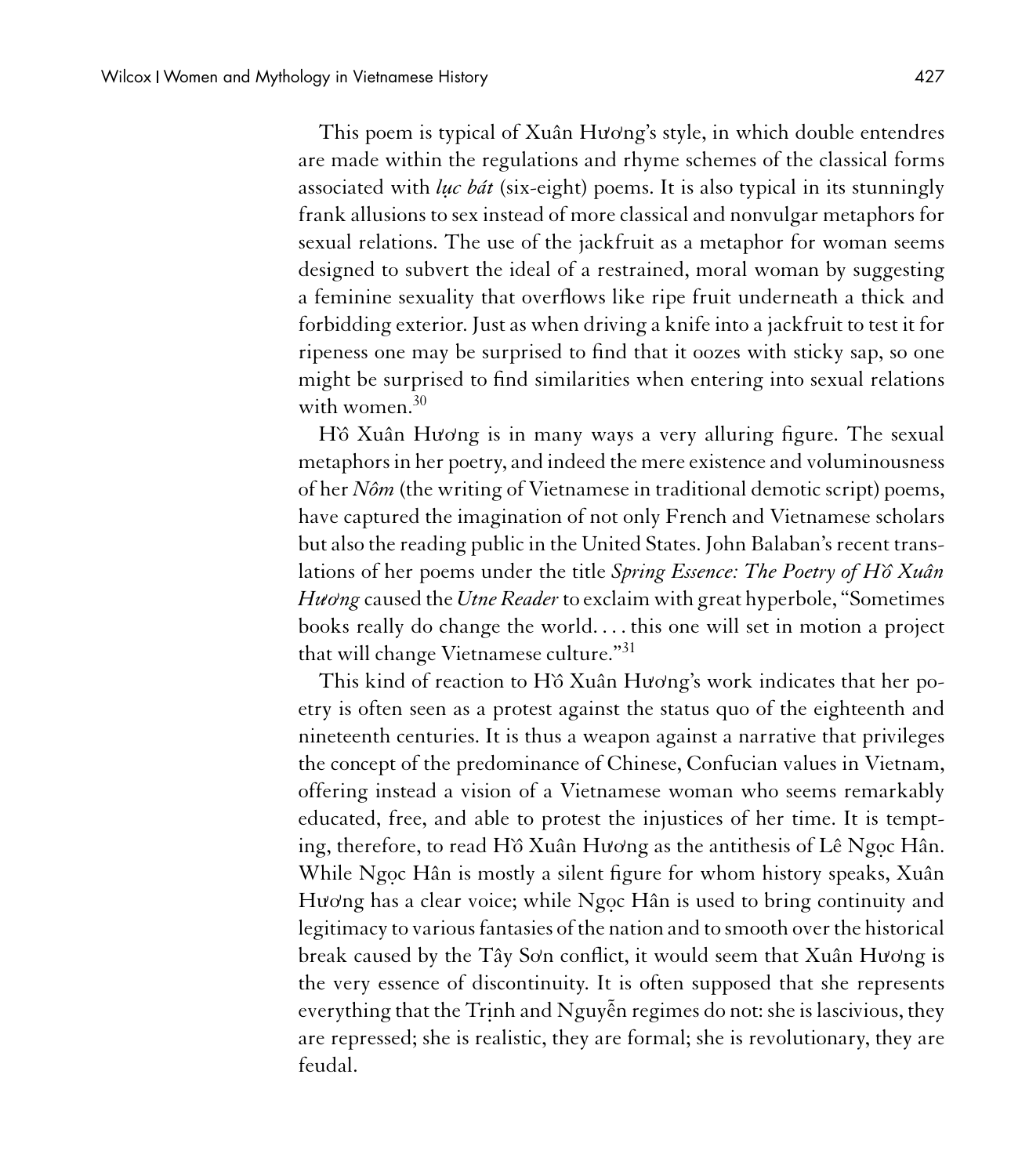This poem is typical of Xuân Hương's style, in which double entendres are made within the regulations and rhyme schemes of the classical forms associated with *lục bát* (six-eight) poems. It is also typical in its stunningly frank allusions to sex instead of more classical and nonvulgar metaphors for sexual relations. The use of the jackfruit as a metaphor for woman seems designed to subvert the ideal of a restrained, moral woman by suggesting a feminine sexuality that overflows like ripe fruit underneath a thick and forbidding exterior. Just as when driving a knife into a jackfruit to test it for ripeness one may be surprised to find that it oozes with sticky sap, so one might be surprised to find similarities when entering into sexual relations with women.[30]

Hồ Xuân Hương is in many ways a very alluring figure. The sexual metaphors in her poetry, and indeed the mere existence and voluminousness of her *Nôm* (the writing of Vietnamese in traditional demotic script) poems, have captured the imagination of not only French and Vietnamese scholars but also the reading public in the United States. John Balaban's recent translations of her poems under the title *Spring Essence: The Poetry of Hồ Xuân Hương* caused the *Utne Reader* to exclaim with great hyperbole, "Sometimes books really do change the world. . . . this one will set in motion a project that will change Vietnamese culture."[31]

This kind of reaction to Hồ Xuân Hương's work indicates that her poetry is often seen as a protest against the status quo of the eighteenth and nineteenth centuries. It is thus a weapon against a narrative that privileges the concept of the predominance of Chinese, Confucian values in Vietnam, offering instead a vision of a Vietnamese woman who seems remarkably educated, free, and able to protest the injustices of her time. It is tempting, therefore, to read Hồ Xuân Hương as the antithesis of Lê Ngọc Hân. While Ngọc Hân is mostly a silent figure for whom history speaks, Xuân Hương has a clear voice; while Ngọc Hân is used to bring continuity and legitimacy to various fantasies of the nation and to smooth over the historical break caused by the Tây Sơn conflict, it would seem that Xuân Hương is the very essence of discontinuity. It is often supposed that she represents everything that the Trịnh and Nguyễn regimes do not: she is lascivious, they are repressed; she is realistic, they are formal; she is revolutionary, they are feudal.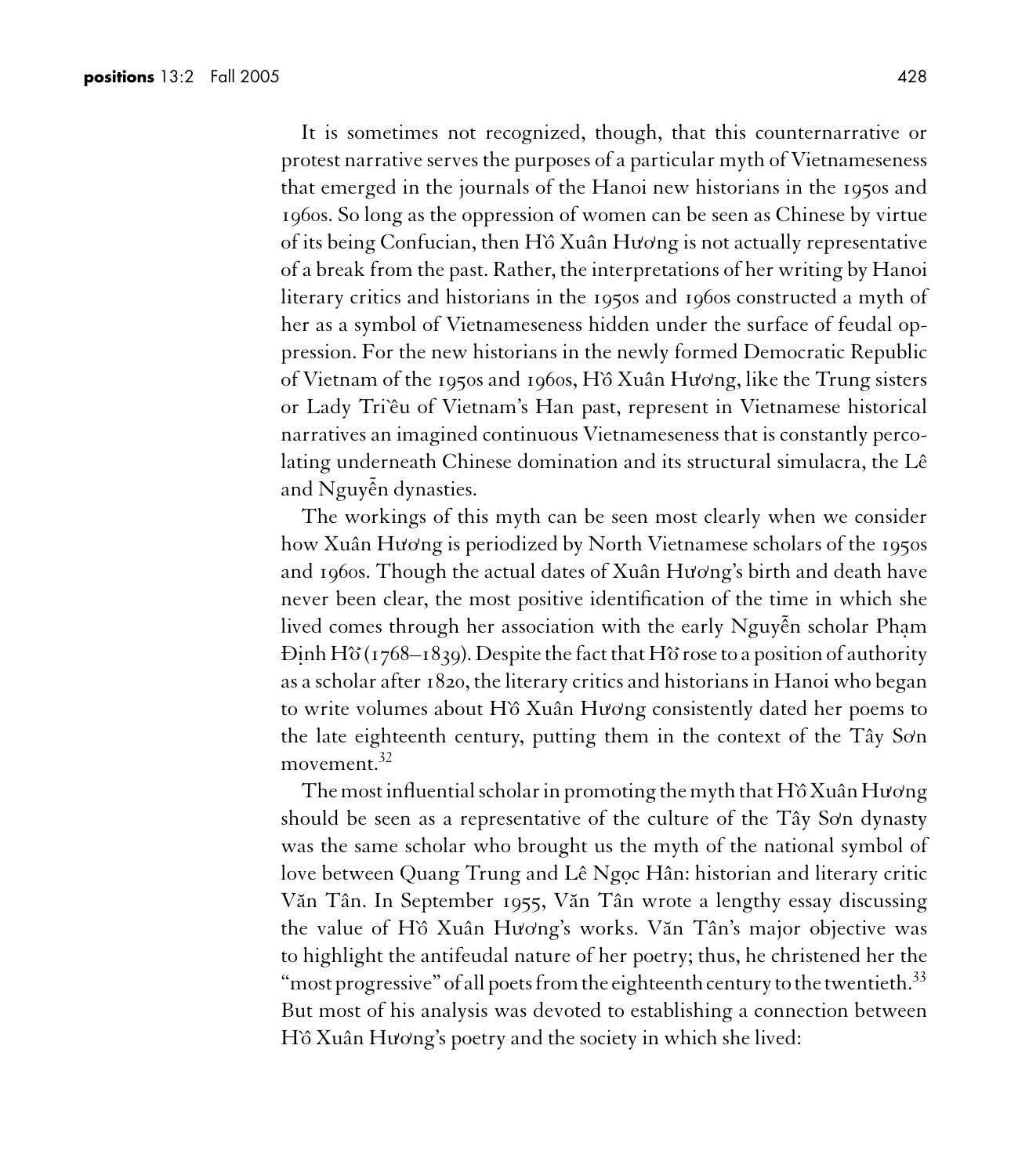It is sometimes not recognized, though, that this counternarrative or protest narrative serves the purposes of a particular myth of Vietnameseness that emerged in the journals of the Hanoi new historians in the 1950s and 1960s. So long as the oppression of women can be seen as Chinese by virtue of its being Confucian, then Hồ Xuân Hương is not actually representative of a break from the past. Rather, the interpretations of her writing by Hanoi literary critics and historians in the 1950s and 1960s constructed a myth of her as a symbol of Vietnameseness hidden under the surface of feudal oppression. For the new historians in the newly formed Democratic Republic of Vietnam of the 1950s and 1960s, Hồ Xuân Hương, like the Trung sisters or Lady Triều of Vietnam's Han past, represent in Vietnamese historical narratives an imagined continuous Vietnameseness that is constantly percolating underneath Chinese domination and its structural simulacra, the Lê and Nguyễn dynasties.

The workings of this myth can be seen most clearly when we consider how Xuân Hương is periodized by North Vietnamese scholars of the 1950s and 1960s. Though the actual dates of Xuân Hương's birth and death have never been clear, the most positive identification of the time in which she lived comes through her association with the early Nguyễn scholar Phạm Định Hổ (1768–1839). Despite the fact that Hổ rose to a position of authority as a scholar after 1820, the literary critics and historians in Hanoi who began to write volumes about Hồ Xuân Hương consistently dated her poems to the late eighteenth century, putting them in the context of the Tây Sơn movement.[32]

The most influential scholar in promoting the myth that Hồ Xuân Hương should be seen as a representative of the culture of the Tây Sơn dynasty was the same scholar who brought us the myth of the national symbol of love between Quang Trung and Lê Ngọc Hân: historian and literary critic Văn Tân. In September 1955, Văn Tân wrote a lengthy essay discussing the value of Hồ Xuân Hương's works. Văn Tân's major objective was to highlight the antifeudal nature of her poetry; thus, he christened her the "most progressive" of all poets from the eighteenth century to the twentieth.[33] But most of his analysis was devoted to establishing a connection between Hồ Xuân Hương's poetry and the society in which she lived: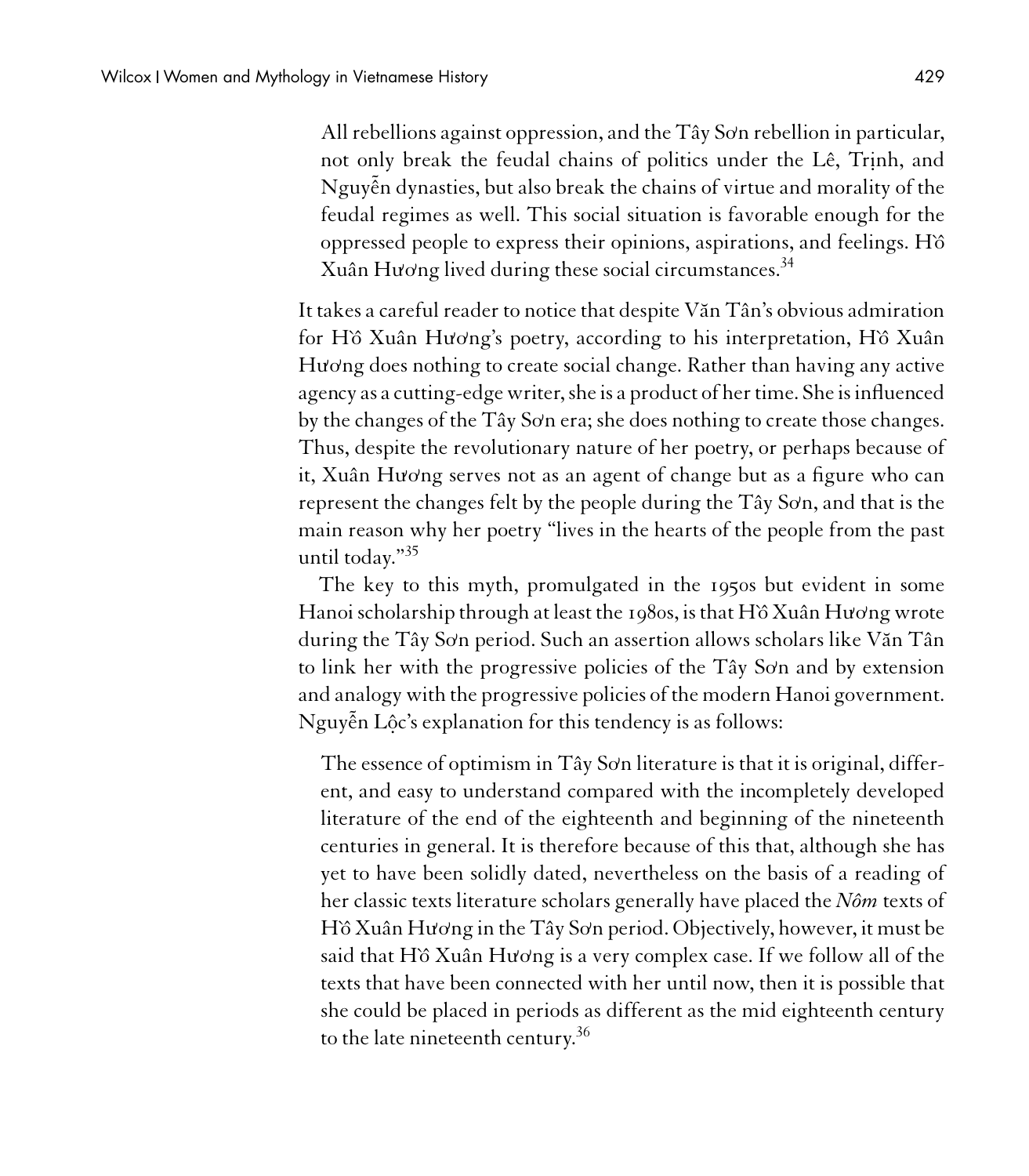> All rebellions against oppression, and the Tây Sơn rebellion in particular, not only break the feudal chains of politics under the Lê, Trịnh, and Nguyễn dynasties, but also break the chains of virtue and morality of the feudal regimes as well. This social situation is favorable enough for the oppressed people to express their opinions, aspirations, and feelings. Hồ Xuân Hương lived during these social circumstances.[34]

It takes a careful reader to notice that despite Văn Tân's obvious admiration for Hồ Xuân Hương's poetry, according to his interpretation, Hồ Xuân Hương does nothing to create social change. Rather than having any active agency as a cutting-edge writer, she is a product of her time. She is influenced by the changes of the Tây Sơn era; she does nothing to create those changes. Thus, despite the revolutionary nature of her poetry, or perhaps because of it, Xuân Hương serves not as an agent of change but as a figure who can represent the changes felt by the people during the Tây Sơn, and that is the main reason why her poetry "lives in the hearts of the people from the past until today."[35]

The key to this myth, promulgated in the 1950s but evident in some Hanoi scholarship through at least the 1980s, is that Hồ Xuân Hương wrote during the Tây Sơn period. Such an assertion allows scholars like Văn Tân to link her with the progressive policies of the Tây Sơn and by extension and analogy with the progressive policies of the modern Hanoi government. Nguyễn Lộc's explanation for this tendency is as follows:

> The essence of optimism in Tây Sơn literature is that it is original, different, and easy to understand compared with the incompletely developed literature of the end of the eighteenth and beginning of the nineteenth centuries in general. It is therefore because of this that, although she has yet to have been solidly dated, nevertheless on the basis of a reading of her classic texts literature scholars generally have placed the *Nôm* texts of Hồ Xuân Hương in the Tây Sơn period. Objectively, however, it must be said that Hồ Xuân Hương is a very complex case. If we follow all of the texts that have been connected with her until now, then it is possible that she could be placed in periods as different as the mid eighteenth century to the late nineteenth century.[36]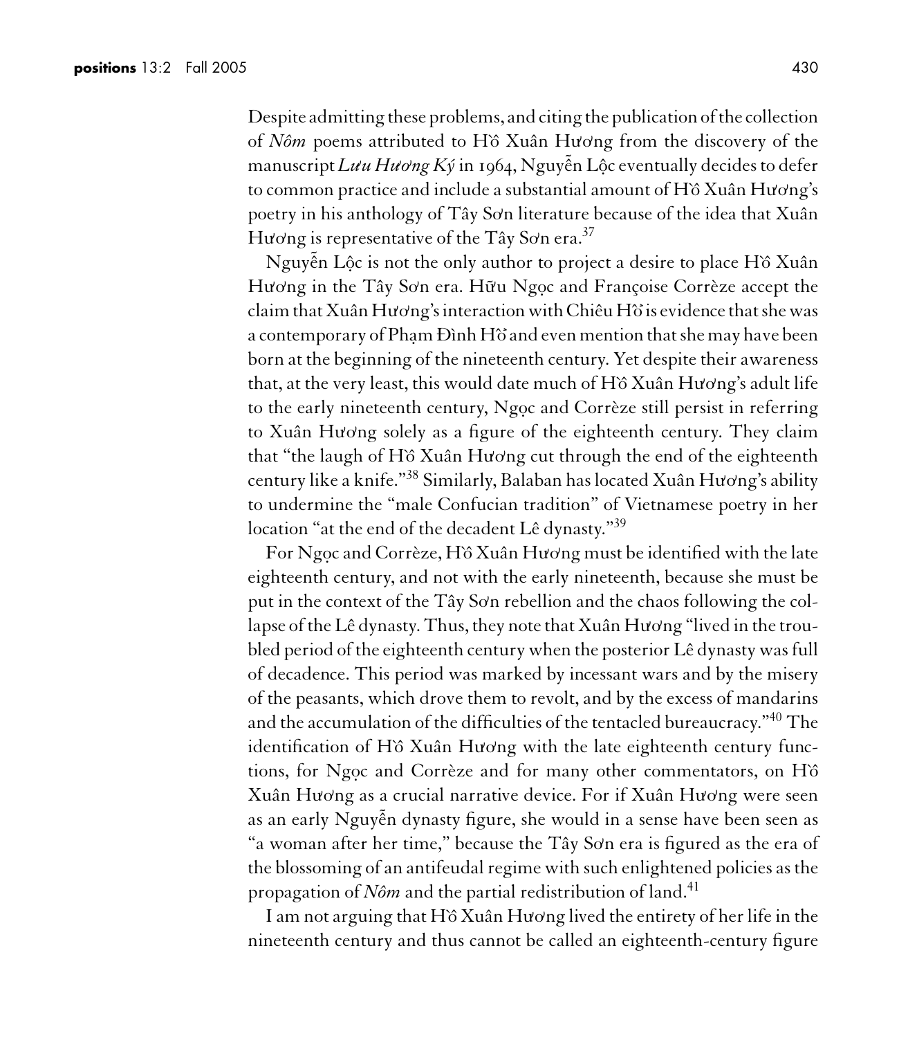Despite admitting these problems, and citing the publication of the collection of *Nôm* poems attributed to Hồ Xuân Hương from the discovery of the manuscript *Lưu Hương Ký* in 1964, Nguyễn Lộc eventually decides to defer to common practice and include a substantial amount of Hồ Xuân Hương's poetry in his anthology of Tây Sơn literature because of the idea that Xuân Hương is representative of the Tây Sơn era.[37]

Nguyễn Lộc is not the only author to project a desire to place Hồ Xuân Hương in the Tây Sơn era. Hữu Ngọc and Françoise Corrèze accept the claim that Xuân Hương's interaction with Chiêu Hổ is evidence that she was a contemporary of Phạm Đình Hổ and even mention that she may have been born at the beginning of the nineteenth century. Yet despite their awareness that, at the very least, this would date much of Hồ Xuân Hương's adult life to the early nineteenth century, Ngọc and Corrèze still persist in referring to Xuân Hương solely as a figure of the eighteenth century. They claim that "the laugh of Hồ Xuân Hương cut through the end of the eighteenth century like a knife."[38] Similarly, Balaban has located Xuân Hương's ability to undermine the "male Confucian tradition" of Vietnamese poetry in her location "at the end of the decadent Lê dynasty."[39]

For Ngọc and Corrèze, Hồ Xuân Hương must be identified with the late eighteenth century, and not with the early nineteenth, because she must be put in the context of the Tây Sơn rebellion and the chaos following the collapse of the Lê dynasty. Thus, they note that Xuân Hương "lived in the troubled period of the eighteenth century when the posterior Lê dynasty was full of decadence. This period was marked by incessant wars and by the misery of the peasants, which drove them to revolt, and by the excess of mandarins and the accumulation of the difficulties of the tentacled bureaucracy."[40] The identification of Hồ Xuân Hương with the late eighteenth century functions, for Ngọc and Corrèze and for many other commentators, on Hồ Xuân Hương as a crucial narrative device. For if Xuân Hương were seen as an early Nguyễn dynasty figure, she would in a sense have been seen as "a woman after her time," because the Tây Sơn era is figured as the era of the blossoming of an antifeudal regime with such enlightened policies as the propagation of *Nôm* and the partial redistribution of land.[41]

I am not arguing that Hồ Xuân Hương lived the entirety of her life in the nineteenth century and thus cannot be called an eighteenth-century figure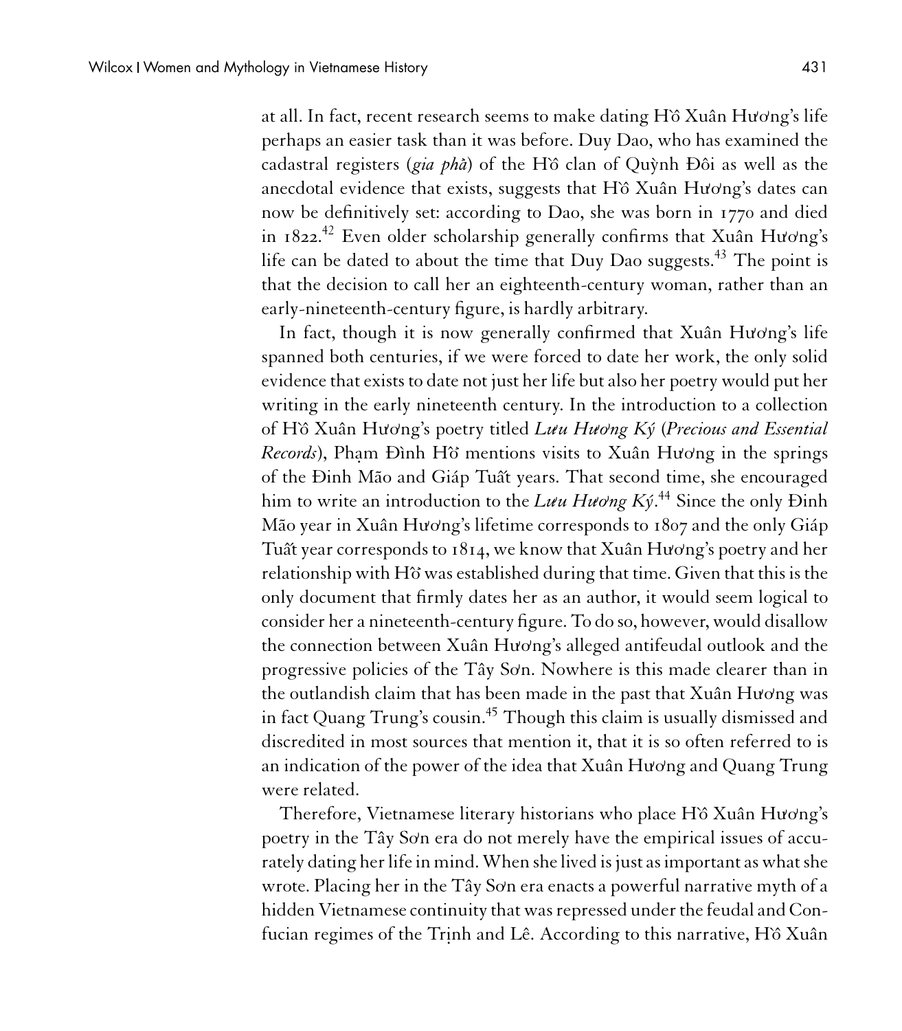at all. In fact, recent research seems to make dating Hồ Xuân Hương's life perhaps an easier task than it was before. Duy Dao, who has examined the cadastral registers (*gia phả*) of the Hồ clan of Quỳnh Đôi as well as the anecdotal evidence that exists, suggests that Hồ Xuân Hương's dates can now be definitively set: according to Dao, she was born in 1770 and died in 1822.[42] Even older scholarship generally confirms that Xuân Hương's life can be dated to about the time that Duy Dao suggests.[43] The point is that the decision to call her an eighteenth-century woman, rather than an early-nineteenth-century figure, is hardly arbitrary.

In fact, though it is now generally confirmed that Xuân Hương's life spanned both centuries, if we were forced to date her work, the only solid evidence that exists to date not just her life but also her poetry would put her writing in the early nineteenth century. In the introduction to a collection of Hồ Xuân Hương's poetry titled *Lưu Hương Ký* (*Precious and Essential Records*), Phạm Đình Hổ mentions visits to Xuân Hương in the springs of the Đinh Mão and Giáp Tuất years. That second time, she encouraged him to write an introduction to the *Lưu Hương Ký*.[44] Since the only Đinh Mão year in Xuân Hương's lifetime corresponds to 1807 and the only Giáp Tuất year corresponds to 1814, we know that Xuân Hương's poetry and her relationship with Hổ was established during that time. Given that this is the only document that firmly dates her as an author, it would seem logical to consider her a nineteenth-century figure. To do so, however, would disallow the connection between Xuân Hương's alleged antifeudal outlook and the progressive policies of the Tây Sơn. Nowhere is this made clearer than in the outlandish claim that has been made in the past that Xuân Hương was in fact Quang Trung's cousin.[45] Though this claim is usually dismissed and discredited in most sources that mention it, that it is so often referred to is an indication of the power of the idea that Xuân Hương and Quang Trung were related.

Therefore, Vietnamese literary historians who place Hồ Xuân Hương's poetry in the Tây Sơn era do not merely have the empirical issues of accurately dating her life in mind. When she lived is just as important as what she wrote. Placing her in the Tây Sơn era enacts a powerful narrative myth of a hidden Vietnamese continuity that was repressed under the feudal and Confucian regimes of the Trịnh and Lê. According to this narrative, Hồ Xuân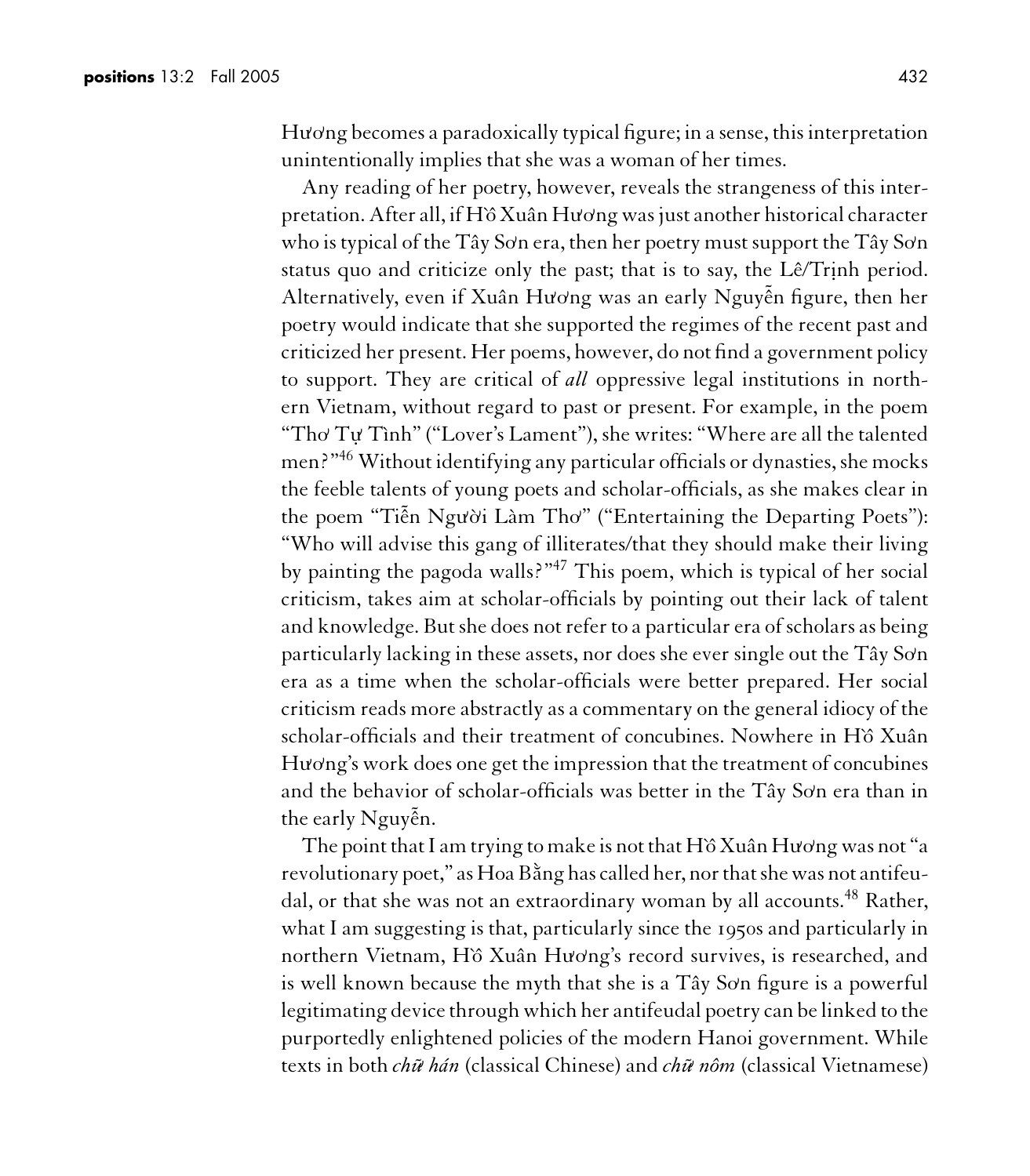Hương becomes a paradoxically typical figure; in a sense, this interpretation unintentionally implies that she was a woman of her times.

Any reading of her poetry, however, reveals the strangeness of this interpretation. After all, if Hồ Xuân Hương was just another historical character who is typical of the Tây Sơn era, then her poetry must support the Tây Sơn status quo and criticize only the past; that is to say, the Lê/Trịnh period. Alternatively, even if Xuân Hương was an early Nguyễn figure, then her poetry would indicate that she supported the regimes of the recent past and criticized her present. Her poems, however, do not find a government policy to support. They are critical of *all* oppressive legal institutions in northern Vietnam, without regard to past or present. For example, in the poem "Thơ Tự Tình" ("Lover's Lament"), she writes: "Where are all the talented men?"[46] Without identifying any particular officials or dynasties, she mocks the feeble talents of young poets and scholar-officials, as she makes clear in the poem "Tiễn Người Làm Thơ" ("Entertaining the Departing Poets"): "Who will advise this gang of illiterates/that they should make their living by painting the pagoda walls?"[47] This poem, which is typical of her social criticism, takes aim at scholar-officials by pointing out their lack of talent and knowledge. But she does not refer to a particular era of scholars as being particularly lacking in these assets, nor does she ever single out the Tây Sơn era as a time when the scholar-officials were better prepared. Her social criticism reads more abstractly as a commentary on the general idiocy of the scholar-officials and their treatment of concubines. Nowhere in Hồ Xuân Hương's work does one get the impression that the treatment of concubines and the behavior of scholar-officials was better in the Tây Sơn era than in the early Nguyễn.

The point that I am trying to make is not that Hồ Xuân Hương was not "a revolutionary poet," as Hoa Bằng has called her, nor that she was not antifeudal, or that she was not an extraordinary woman by all accounts.[48] Rather, what I am suggesting is that, particularly since the 1950s and particularly in northern Vietnam, Hồ Xuân Hương's record survives, is researched, and is well known because the myth that she is a Tây Sơn figure is a powerful legitimating device through which her antifeudal poetry can be linked to the purportedly enlightened policies of the modern Hanoi government. While texts in both *chữ hán* (classical Chinese) and *chữ nôm* (classical Vietnamese)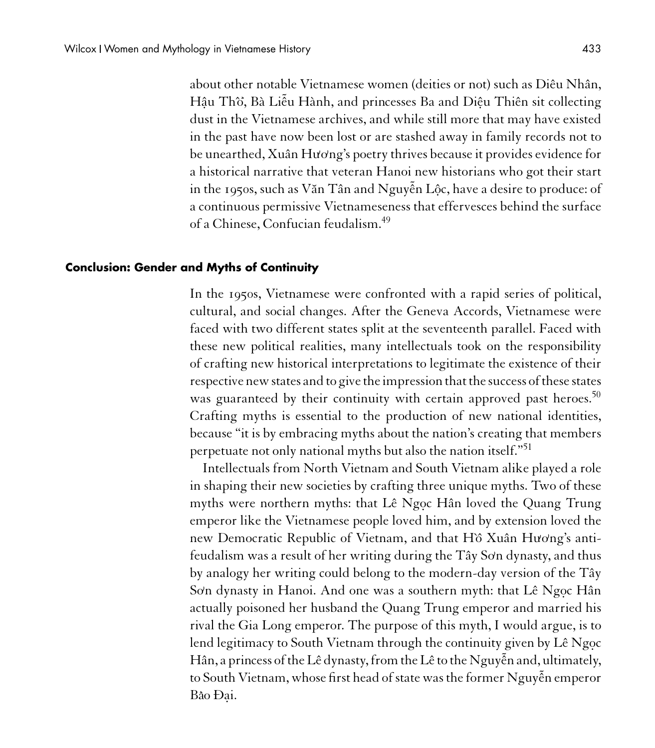about other notable Vietnamese women (deities or not) such as Diêu Nhân, Hậu Thổ, Bà Liễu Hành, and princesses Ba and Diệu Thiên sit collecting dust in the Vietnamese archives, and while still more that may have existed in the past have now been lost or are stashed away in family records not to be unearthed, Xuân Hương's poetry thrives because it provides evidence for a historical narrative that veteran Hanoi new historians who got their start in the 1950s, such as Văn Tân and Nguyễn Lộc, have a desire to produce: of a continuous permissive Vietnameseness that effervesces behind the surface of a Chinese, Confucian feudalism.[49]

## Conclusion: Gender and Myths of Continuity

In the 1950s, Vietnamese were confronted with a rapid series of political, cultural, and social changes. After the Geneva Accords, Vietnamese were faced with two different states split at the seventeenth parallel. Faced with these new political realities, many intellectuals took on the responsibility of crafting new historical interpretations to legitimate the existence of their respective new states and to give the impression that the success of these states was guaranteed by their continuity with certain approved past heroes.[50] Crafting myths is essential to the production of new national identities, because "it is by embracing myths about the nation's creating that members perpetuate not only national myths but also the nation itself."[51]

Intellectuals from North Vietnam and South Vietnam alike played a role in shaping their new societies by crafting three unique myths. Two of these myths were northern myths: that Lê Ngọc Hân loved the Quang Trung emperor like the Vietnamese people loved him, and by extension loved the new Democratic Republic of Vietnam, and that Hồ Xuân Hương's anti-feudalism was a result of her writing during the Tây Sơn dynasty, and thus by analogy her writing could belong to the modern-day version of the Tây Sơn dynasty in Hanoi. And one was a southern myth: that Lê Ngọc Hân actually poisoned her husband the Quang Trung emperor and married his rival the Gia Long emperor. The purpose of this myth, I would argue, is to lend legitimacy to South Vietnam through the continuity given by Lê Ngọc Hân, a princess of the Lê dynasty, from the Lê to the Nguyễn and, ultimately, to South Vietnam, whose first head of state was the former Nguyễn emperor Bảo Đại.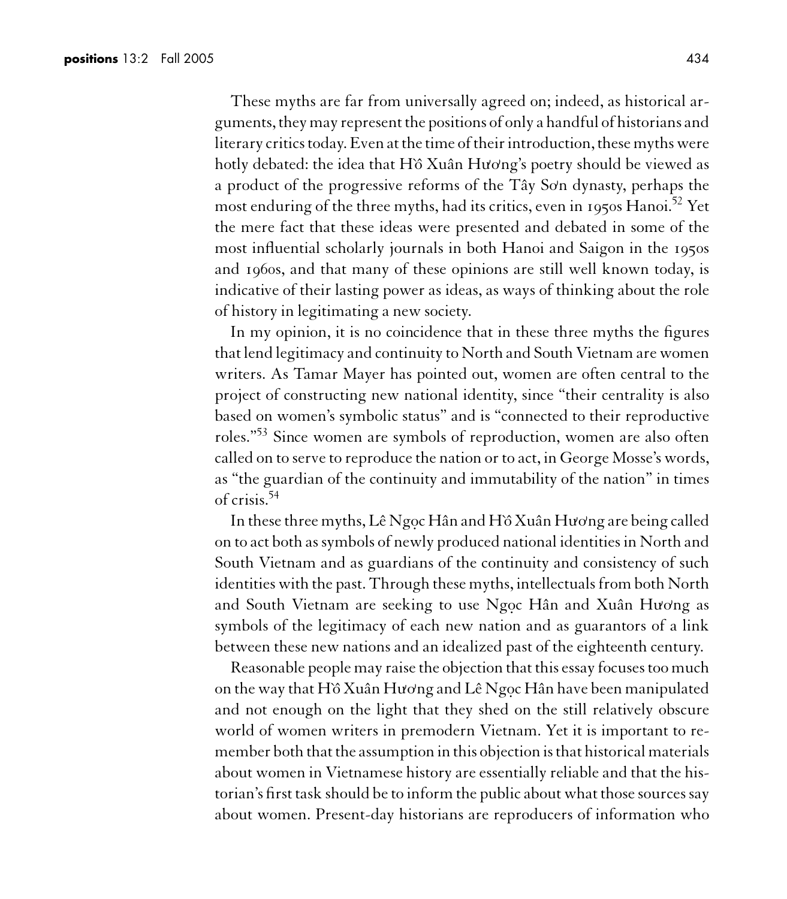These myths are far from universally agreed on; indeed, as historical arguments, they may represent the positions of only a handful of historians and literary critics today. Even at the time of their introduction, these myths were hotly debated: the idea that Hồ Xuân Hương's poetry should be viewed as a product of the progressive reforms of the Tây Sơn dynasty, perhaps the most enduring of the three myths, had its critics, even in 1950s Hanoi.[52] Yet the mere fact that these ideas were presented and debated in some of the most influential scholarly journals in both Hanoi and Saigon in the 1950s and 1960s, and that many of these opinions are still well known today, is indicative of their lasting power as ideas, as ways of thinking about the role of history in legitimating a new society.

In my opinion, it is no coincidence that in these three myths the figures that lend legitimacy and continuity to North and South Vietnam are women writers. As Tamar Mayer has pointed out, women are often central to the project of constructing new national identity, since "their centrality is also based on women's symbolic status" and is "connected to their reproductive roles."[53] Since women are symbols of reproduction, women are also often called on to serve to reproduce the nation or to act, in George Mosse's words, as "the guardian of the continuity and immutability of the nation" in times of crisis.[54]

In these three myths, Lê Ngọc Hân and Hồ Xuân Hương are being called on to act both as symbols of newly produced national identities in North and South Vietnam and as guardians of the continuity and consistency of such identities with the past. Through these myths, intellectuals from both North and South Vietnam are seeking to use Ngọc Hân and Xuân Hương as symbols of the legitimacy of each new nation and as guarantors of a link between these new nations and an idealized past of the eighteenth century.

Reasonable people may raise the objection that this essay focuses too much on the way that Hồ Xuân Hương and Lê Ngọc Hân have been manipulated and not enough on the light that they shed on the still relatively obscure world of women writers in premodern Vietnam. Yet it is important to remember both that the assumption in this objection is that historical materials about women in Vietnamese history are essentially reliable and that the historian's first task should be to inform the public about what those sources say about women. Present-day historians are reproducers of information who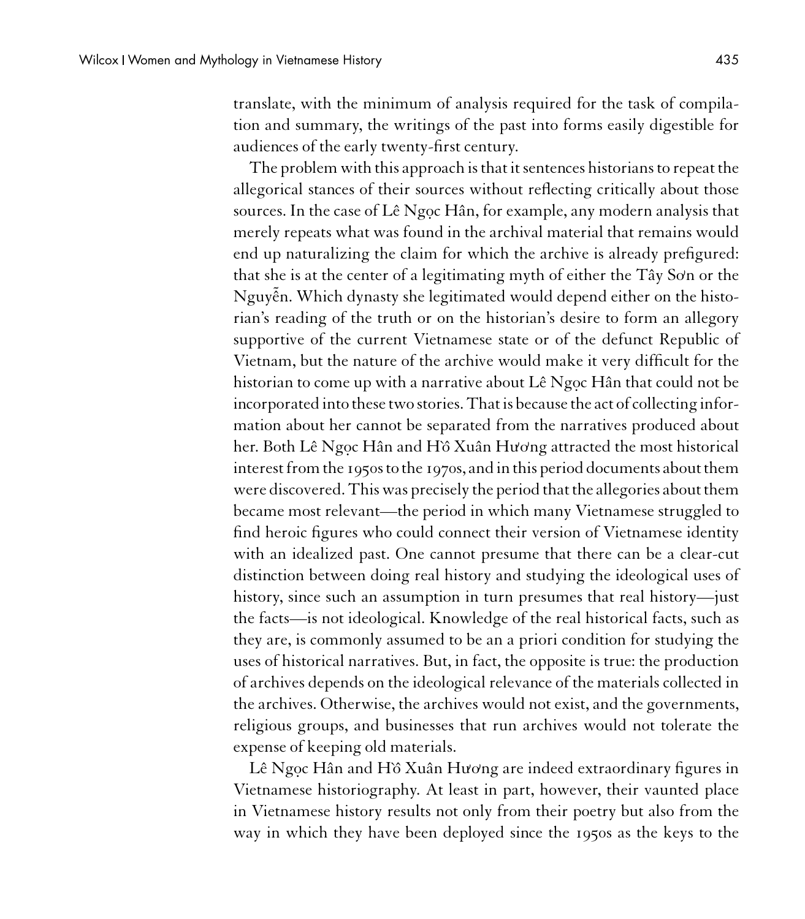translate, with the minimum of analysis required for the task of compilation and summary, the writings of the past into forms easily digestible for audiences of the early twenty-first century.

The problem with this approach is that it sentences historians to repeat the allegorical stances of their sources without reflecting critically about those sources. In the case of Lê Ngọc Hân, for example, any modern analysis that merely repeats what was found in the archival material that remains would end up naturalizing the claim for which the archive is already prefigured: that she is at the center of a legitimating myth of either the Tây Sơn or the Nguyễn. Which dynasty she legitimated would depend either on the historian's reading of the truth or on the historian's desire to form an allegory supportive of the current Vietnamese state or of the defunct Republic of Vietnam, but the nature of the archive would make it very difficult for the historian to come up with a narrative about Lê Ngọc Hân that could not be incorporated into these two stories. That is because the act of collecting information about her cannot be separated from the narratives produced about her. Both Lê Ngọc Hân and Hồ Xuân Hương attracted the most historical interest from the 1950s to the 1970s, and in this period documents about them were discovered. This was precisely the period that the allegories about them became most relevant—the period in which many Vietnamese struggled to find heroic figures who could connect their version of Vietnamese identity with an idealized past. One cannot presume that there can be a clear-cut distinction between doing real history and studying the ideological uses of history, since such an assumption in turn presumes that real history—just the facts—is not ideological. Knowledge of the real historical facts, such as they are, is commonly assumed to be an a priori condition for studying the uses of historical narratives. But, in fact, the opposite is true: the production of archives depends on the ideological relevance of the materials collected in the archives. Otherwise, the archives would not exist, and the governments, religious groups, and businesses that run archives would not tolerate the expense of keeping old materials.

Lê Ngọc Hân and Hồ Xuân Hương are indeed extraordinary figures in Vietnamese historiography. At least in part, however, their vaunted place in Vietnamese history results not only from their poetry but also from the way in which they have been deployed since the 1950s as the keys to the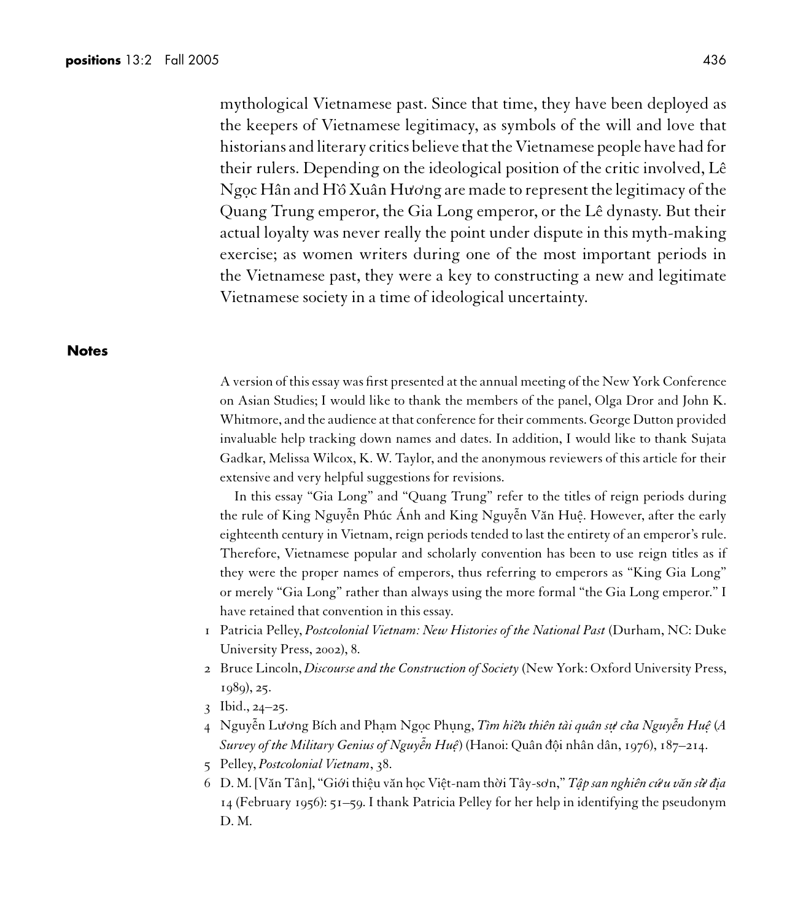mythological Vietnamese past. Since that time, they have been deployed as the keepers of Vietnamese legitimacy, as symbols of the will and love that historians and literary critics believe that the Vietnamese people have had for their rulers. Depending on the ideological position of the critic involved, Lê Ngọc Hân and Hồ Xuân Hương are made to represent the legitimacy of the Quang Trung emperor, the Gia Long emperor, or the Lê dynasty. But their actual loyalty was never really the point under dispute in this myth-making exercise; as women writers during one of the most important periods in the Vietnamese past, they were a key to constructing a new and legitimate Vietnamese society in a time of ideological uncertainty.

## Notes

A version of this essay was first presented at the annual meeting of the New York Conference on Asian Studies; I would like to thank the members of the panel, Olga Dror and John K. Whitmore, and the audience at that conference for their comments. George Dutton provided invaluable help tracking down names and dates. In addition, I would like to thank Sujata Gadkar, Melissa Wilcox, K. W. Taylor, and the anonymous reviewers of this article for their extensive and very helpful suggestions for revisions.

In this essay "Gia Long" and "Quang Trung" refer to the titles of reign periods during the rule of King Nguyễn Phúc Ánh and King Nguyễn Văn Huệ. However, after the early eighteenth century in Vietnam, reign periods tended to last the entirety of an emperor's rule. Therefore, Vietnamese popular and scholarly convention has been to use reign titles as if they were the proper names of emperors, thus referring to emperors as "King Gia Long" or merely "Gia Long" rather than always using the more formal "the Gia Long emperor." I have retained that convention in this essay.

1. Patricia Pelley, *Postcolonial Vietnam: New Histories of the National Past* (Durham, NC: Duke University Press, 2002), 8.
2. Bruce Lincoln, *Discourse and the Construction of Society* (New York: Oxford University Press, 1989), 25.
3. Ibid., 24–25.
4. Nguyễn Lương Bích and Phạm Ngọc Phụng, *Tìm hiểu thiên tài quân sự của Nguyễn Huệ* (*A Survey of the Military Genius of Nguyễn Huệ*) (Hanoi: Quân đội nhân dân, 1976), 187–214.
5. Pelley, *Postcolonial Vietnam*, 38.
6. D. M. [Văn Tân], "Giới thiệu văn học Việt-nam thời Tây-sơn," *Tập san nghiên cứu văn sử địa* 14 (February 1956): 51–59. I thank Patricia Pelley for her help in identifying the pseudonym D. M.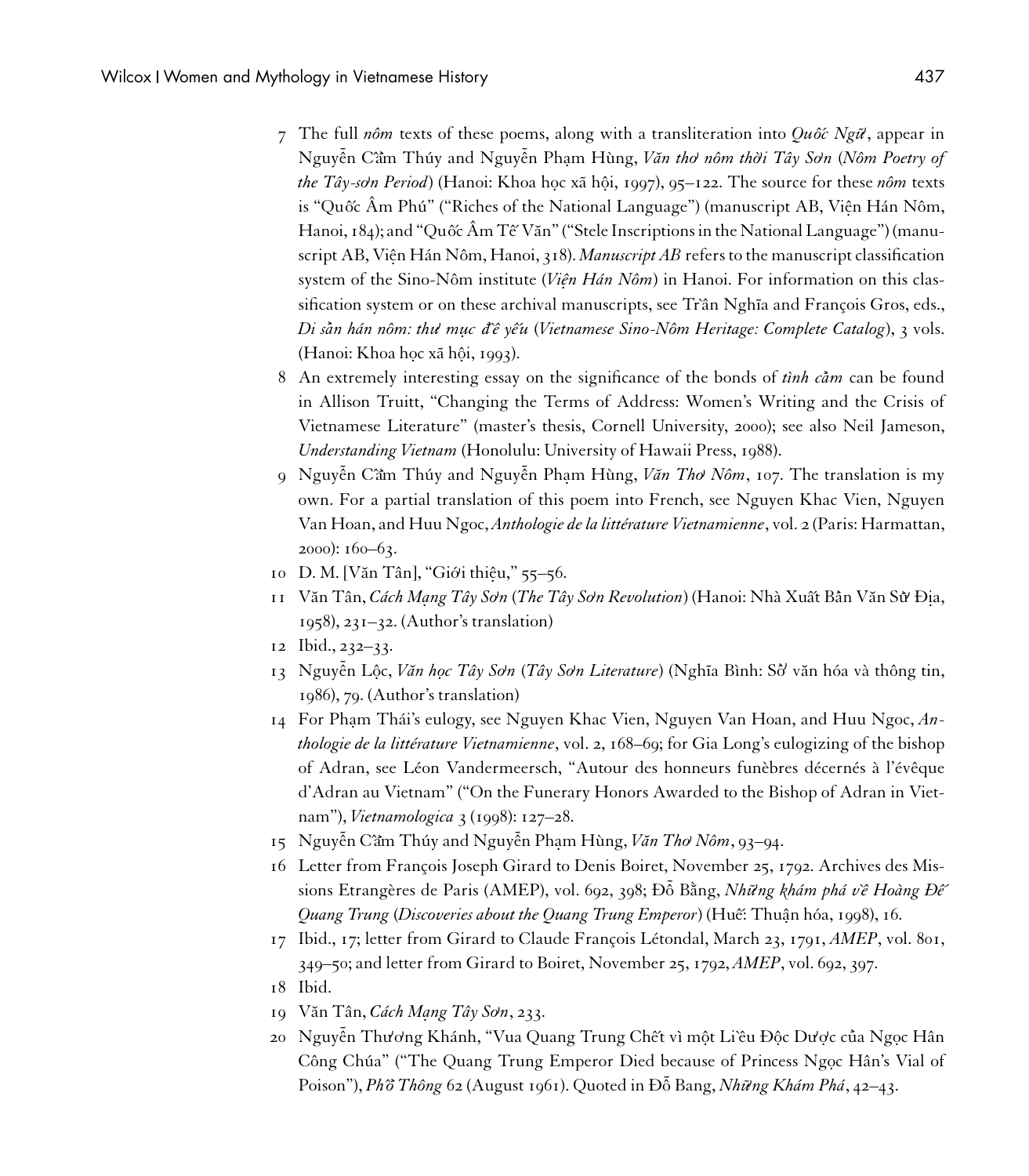7 The full *nôm* texts of these poems, along with a transliteration into *Quốc Ngữ*, appear in Nguyễn Cẩm Thúy and Nguyễn Phạm Hùng, *Văn thơ nôm thời Tây Sơn* (*Nôm Poetry of the Tây-sơn Period*) (Hanoi: Khoa học xã hội, 1997), 95–122. The source for these *nôm* texts is "Quốc Âm Phú" ("Riches of the National Language") (manuscript AB, Viện Hán Nôm, Hanoi, 184); and "Quốc Âm Tế Văn" ("Stele Inscriptions in the National Language") (manuscript AB, Viện Hán Nôm, Hanoi, 318). *Manuscript AB* refers to the manuscript classification system of the Sino-Nôm institute (*Viện Hán Nôm*) in Hanoi. For information on this classification system or on these archival manuscripts, see Trần Nghĩa and François Gros, eds., *Di sản hán nôm: thư mục đề yếu* (*Vietnamese Sino-Nôm Heritage: Complete Catalog*), 3 vols. (Hanoi: Khoa học xã hội, 1993).

8 An extremely interesting essay on the significance of the bonds of *tình cảm* can be found in Allison Truitt, "Changing the Terms of Address: Women's Writing and the Crisis of Vietnamese Literature" (master's thesis, Cornell University, 2000); see also Neil Jameson, *Understanding Vietnam* (Honolulu: University of Hawaii Press, 1988).

9 Nguyễn Cẩm Thúy and Nguyễn Phạm Hùng, *Văn Thơ Nôm*, 107. The translation is my own. For a partial translation of this poem into French, see Nguyen Khac Vien, Nguyen Van Hoan, and Huu Ngoc, *Anthologie de la littérature Vietnamienne*, vol. 2 (Paris: Harmattan, 2000): 160–63.

10 D. M. [Văn Tân], "Giới thiệu," 55–56.

11 Văn Tân, *Cách Mạng Tây Sơn* (*The Tây Sơn Revolution*) (Hanoi: Nhà Xuất Bản Văn Sử Địa, 1958), 231–32. (Author's translation)

12 Ibid., 232–33.

13 Nguyễn Lộc, *Văn học Tây Sơn* (*Tây Sơn Literature*) (Nghĩa Bình: Sở văn hóa và thông tin, 1986), 79. (Author's translation)

14 For Phạm Thái's eulogy, see Nguyen Khac Vien, Nguyen Van Hoan, and Huu Ngoc, *Anthologie de la littérature Vietnamienne*, vol. 2, 168–69; for Gia Long's eulogizing of the bishop of Adran, see Léon Vandermeersch, "Autour des honneurs funèbres décernés à l'évêque d'Adran au Vietnam" ("On the Funerary Honors Awarded to the Bishop of Adran in Vietnam"), *Vietnamologica* 3 (1998): 127–28.

15 Nguyễn Cẩm Thúy and Nguyễn Phạm Hùng, *Văn Thơ Nôm*, 93–94.

16 Letter from François Joseph Girard to Denis Boiret, November 25, 1792. Archives des Missions Etrangères de Paris (AMEP), vol. 692, 398; Đỗ Bằng, *Những khám phá về Hoàng Đế Quang Trung* (*Discoveries about the Quang Trung Emperor*) (Huế: Thuận hóa, 1998), 16.

17 Ibid., 17; letter from Girard to Claude François Létondal, March 23, 1791, *AMEP*, vol. 801, 349–50; and letter from Girard to Boiret, November 25, 1792, *AMEP*, vol. 692, 397.

18 Ibid.

19 Văn Tân, *Cách Mạng Tây Sơn*, 233.

20 Nguyễn Thương Khánh, "Vua Quang Trung Chết vì một Liều Độc Dược của Ngọc Hân Công Chúa" ("The Quang Trung Emperor Died because of Princess Ngọc Hân's Vial of Poison"), *Phổ Thông* 62 (August 1961). Quoted in Đỗ Bang, *Những Khám Phá*, 42–43.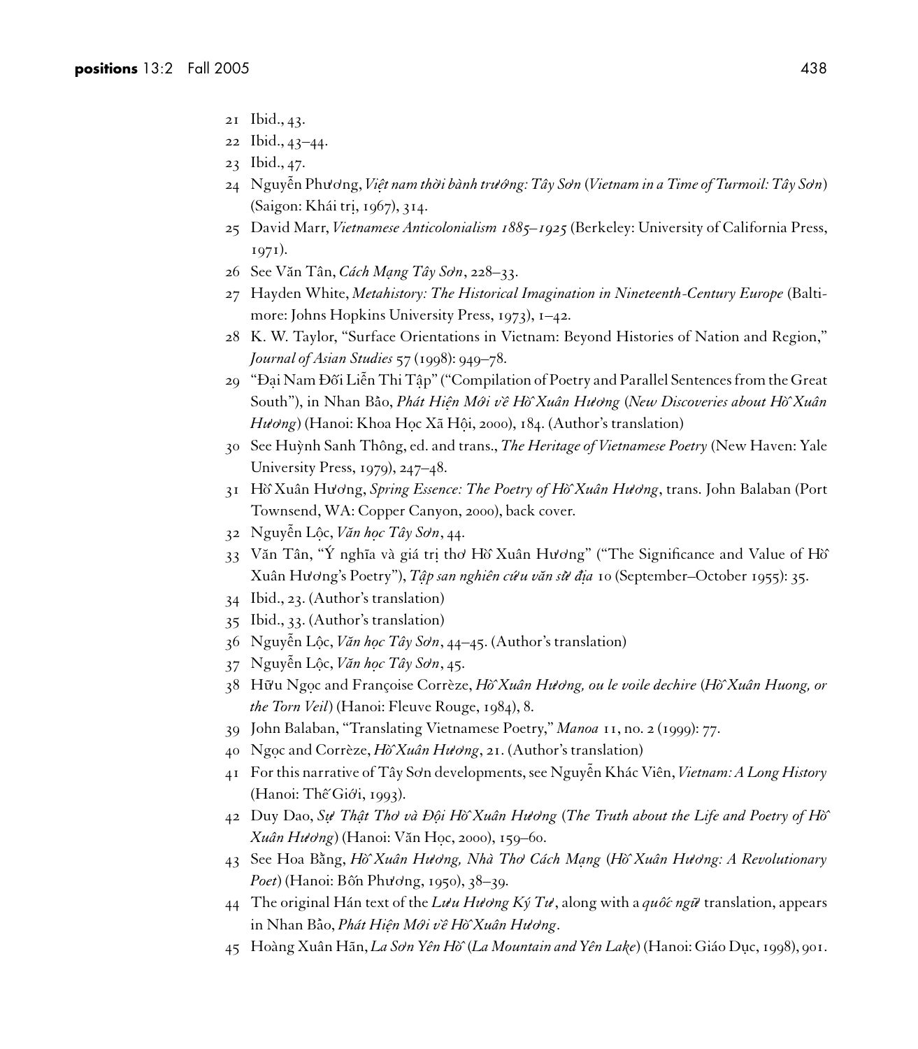21 Ibid., 43.

22 Ibid., 43–44.

23 Ibid., 47.

24 Nguyễn Phương, *Việt nam thời bành trướng: Tây Sơn* (*Vietnam in a Time of Turmoil: Tây Sơn*) (Saigon: Khái trị, 1967), 314.

25 David Marr, *Vietnamese Anticolonialism 1885–1925* (Berkeley: University of California Press, 1971).

26 See Văn Tân, *Cách Mạng Tây Sơn*, 228–33.

27 Hayden White, *Metahistory: The Historical Imagination in Nineteenth-Century Europe* (Baltimore: Johns Hopkins University Press, 1973), 1–42.

28 K. W. Taylor, "Surface Orientations in Vietnam: Beyond Histories of Nation and Region," *Journal of Asian Studies* 57 (1998): 949–78.

29 "Đại Nam Đối Liễn Thi Tập" ("Compilation of Poetry and Parallel Sentences from the Great South"), in Nhan Bảo, *Phát Hiện Mới về Hồ Xuân Hương* (*New Discoveries about Hồ Xuân Hương*) (Hanoi: Khoa Học Xã Hội, 2000), 184. (Author's translation)

30 See Huỳnh Sanh Thông, ed. and trans., *The Heritage of Vietnamese Poetry* (New Haven: Yale University Press, 1979), 247–48.

31 Hồ Xuân Hương, *Spring Essence: The Poetry of Hồ Xuân Hương*, trans. John Balaban (Port Townsend, WA: Copper Canyon, 2000), back cover.

32 Nguyễn Lộc, *Văn học Tây Sơn*, 44.

33 Văn Tân, "Ý nghĩa và giá trị thơ Hồ Xuân Hương" ("The Significance and Value of Hồ Xuân Hương's Poetry"), *Tập san nghiên cứu văn sử địa* 10 (September–October 1955): 35.

34 Ibid., 23. (Author's translation)

35 Ibid., 33. (Author's translation)

36 Nguyễn Lộc, *Văn học Tây Sơn*, 44–45. (Author's translation)

37 Nguyễn Lộc, *Văn học Tây Sơn*, 45.

38 Hữu Ngọc and Françoise Corrèze, *Hồ Xuân Hương, ou le voile dechire* (*Hồ Xuân Huong, or the Torn Veil*) (Hanoi: Fleuve Rouge, 1984), 8.

39 John Balaban, "Translating Vietnamese Poetry," *Manoa* 11, no. 2 (1999): 77.

40 Ngọc and Corrèze, *Hồ Xuân Hương*, 21. (Author's translation)

41 For this narrative of Tây Sơn developments, see Nguyễn Khác Viên, *Vietnam: A Long History* (Hanoi: Thế Giới, 1993).

42 Duy Dao, *Sự Thật Thơ và Đội Hồ Xuân Hương* (*The Truth about the Life and Poetry of Hồ Xuân Hương*) (Hanoi: Văn Học, 2000), 159–60.

43 See Hoa Bằng, *Hồ Xuân Hương, Nhà Thơ Cách Mạng* (*Hồ Xuân Hương: A Revolutionary Poet*) (Hanoi: Bốn Phương, 1950), 38–39.

44 The original Hán text of the *Lưu Hương Ký Tư*, along with a *quốc ngữ* translation, appears in Nhan Bảo, *Phát Hiện Mới về Hồ Xuân Hương*.

45 Hoàng Xuân Hãn, *La Sơn Yên Hồ* (*La Mountain and Yên Lake*) (Hanoi: Giáo Dục, 1998), 901.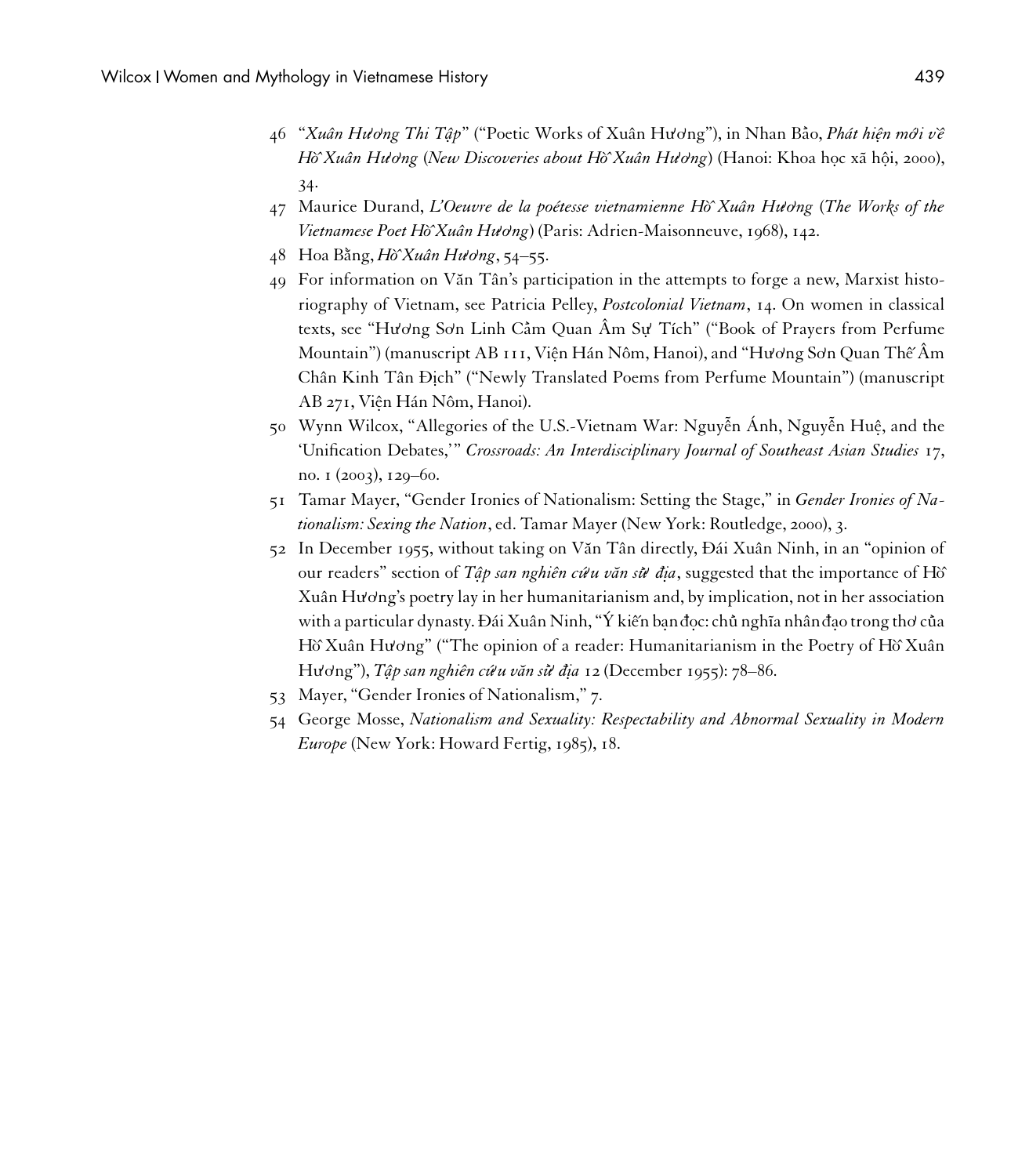46 "*Xuân Hương Thi Tập*" ("Poetic Works of Xuân Hương"), in Nhan Bảo, *Phát hiện mới về Hồ Xuân Hương* (*New Discoveries about Hồ Xuân Hương*) (Hanoi: Khoa học xã hội, 2000), 34.

47 Maurice Durand, *L'Oeuvre de la poétesse vietnamienne Hồ Xuân Hương* (*The Works of the Vietnamese Poet Hồ Xuân Hương*) (Paris: Adrien-Maisonneuve, 1968), 142.

48 Hoa Bằng, *Hồ Xuân Hương*, 54–55.

49 For information on Văn Tân's participation in the attempts to forge a new, Marxist historiography of Vietnam, see Patricia Pelley, *Postcolonial Vietnam*, 14. On women in classical texts, see "Hương Sơn Linh Cảm Quan Âm Sự Tích" ("Book of Prayers from Perfume Mountain") (manuscript AB 111, Viện Hán Nôm, Hanoi), and "Hương Sơn Quan Thế Âm Chân Kinh Tân Địch" ("Newly Translated Poems from Perfume Mountain") (manuscript AB 271, Viện Hán Nôm, Hanoi).

50 Wynn Wilcox, "Allegories of the U.S.-Vietnam War: Nguyễn Ánh, Nguyễn Huệ, and the 'Unification Debates,'" *Crossroads: An Interdisciplinary Journal of Southeast Asian Studies* 17, no. 1 (2003), 129–60.

51 Tamar Mayer, "Gender Ironies of Nationalism: Setting the Stage," in *Gender Ironies of Nationalism: Sexing the Nation*, ed. Tamar Mayer (New York: Routledge, 2000), 3.

52 In December 1955, without taking on Văn Tân directly, Đái Xuân Ninh, in an "opinion of our readers" section of *Tập san nghiên cứu văn sử địa*, suggested that the importance of Hồ Xuân Hương's poetry lay in her humanitarianism and, by implication, not in her association with a particular dynasty. Đái Xuân Ninh, "Ý kiến bạn đọc: chủ nghĩa nhân đạo trong thơ của Hồ Xuân Hương" ("The opinion of a reader: Humanitarianism in the Poetry of Hồ Xuân Hương"), *Tập san nghiên cứu văn sử địa* 12 (December 1955): 78–86.

53 Mayer, "Gender Ironies of Nationalism," 7.

54 George Mosse, *Nationalism and Sexuality: Respectability and Abnormal Sexuality in Modern Europe* (New York: Howard Fertig, 1985), 18.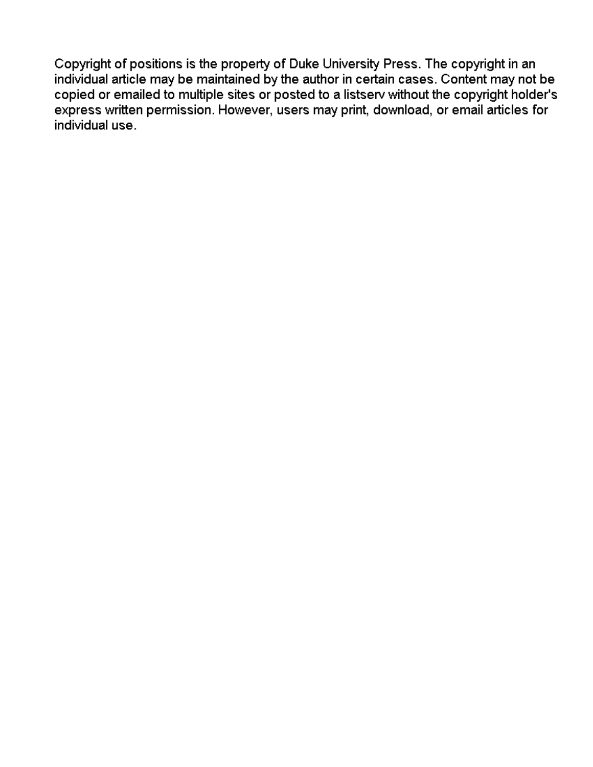Copyright of positions is the property of Duke University Press. The copyright in an individual article may be maintained by the author in certain cases. Content may not be copied or emailed to multiple sites or posted to a listserv without the copyright holder's express written permission. However, users may print, download, or email articles for individual use.